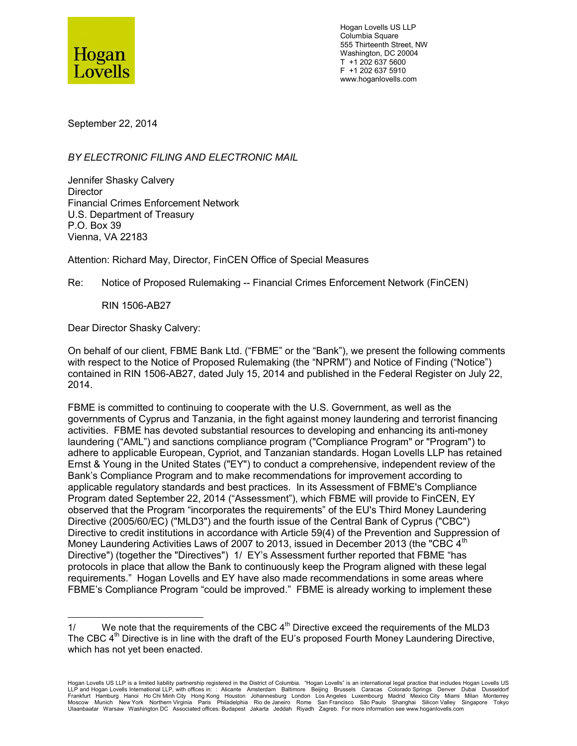Hogan Lovells US LLP
Columbia Square
555 Thirteenth Street, NW
Washington, DC 20004
T +1 202 637 5600
F +1 202 637 5910
www.hoganlovells.com

September 22, 2014

*BY ELECTRONIC FILING AND ELECTRONIC MAIL*

Jennifer Shasky Calvery
Director
Financial Crimes Enforcement Network
U.S. Department of Treasury
P.O. Box 39
Vienna, VA 22183

Attention: Richard May, Director, FinCEN Office of Special Measures

Re: Notice of Proposed Rulemaking -- Financial Crimes Enforcement Network (FinCEN)

RIN 1506-AB27

Dear Director Shasky Calvery:

On behalf of our client, FBME Bank Ltd. ("FBME" or the "Bank"), we present the following comments with respect to the Notice of Proposed Rulemaking (the "NPRM") and Notice of Finding ("Notice") contained in RIN 1506-AB27, dated July 15, 2014 and published in the Federal Register on July 22, 2014.

FBME is committed to continuing to cooperate with the U.S. Government, as well as the governments of Cyprus and Tanzania, in the fight against money laundering and terrorist financing activities. FBME has devoted substantial resources to developing and enhancing its anti-money laundering ("AML") and sanctions compliance program ("Compliance Program" or "Program") to adhere to applicable European, Cypriot, and Tanzanian standards. Hogan Lovells LLP has retained Ernst & Young in the United States ("EY") to conduct a comprehensive, independent review of the Bank's Compliance Program and to make recommendations for improvement according to applicable regulatory standards and best practices. In its Assessment of FBME's Compliance Program dated September 22, 2014 ("Assessment"), which FBME will provide to FinCEN, EY observed that the Program "incorporates the requirements" of the EU's Third Money Laundering Directive (2005/60/EC) ("MLD3") and the fourth issue of the Central Bank of Cyprus ("CBC") Directive to credit institutions in accordance with Article 59(4) of the Prevention and Suppression of Money Laundering Activities Laws of 2007 to 2013, issued in December 2013 (the "CBC 4th Directive") (together the "Directives") 1/ EY's Assessment further reported that FBME "has protocols in place that allow the Bank to continuously keep the Program aligned with these legal requirements." Hogan Lovells and EY have also made recommendations in some areas where FBME's Compliance Program "could be improved." FBME is already working to implement these

---

1/ We note that the requirements of the CBC 4th Directive exceed the requirements of the MLD3 The CBC 4th Directive is in line with the draft of the EU's proposed Fourth Money Laundering Directive, which has not yet been enacted.

Hogan Lovells US LLP is a limited liability partnership registered in the District of Columbia. "Hogan Lovells" is an international legal practice that includes Hogan Lovells US LLP and Hogan Lovells International LLP, with offices in: : Alicante Amsterdam Baltimore Beijing Brussels Caracas Colorado Springs Denver Dubai Dusseldorf Frankfurt Hamburg Hanoi Ho Chi Minh City Hong Kong Houston Johannesburg London Los Angeles Luxembourg Madrid Mexico City Miami Milan Monterrey Moscow Munich New York Northern Virginia Paris Philadelphia Rio de Janeiro Rome San Francisco São Paulo Shanghai Silicon Valley Singapore Tokyo Ulaanbaatar Warsaw Washington DC Associated offices: Budapest Jakarta Jeddah Riyadh Zagreb. For more information see www.hoganlovells.com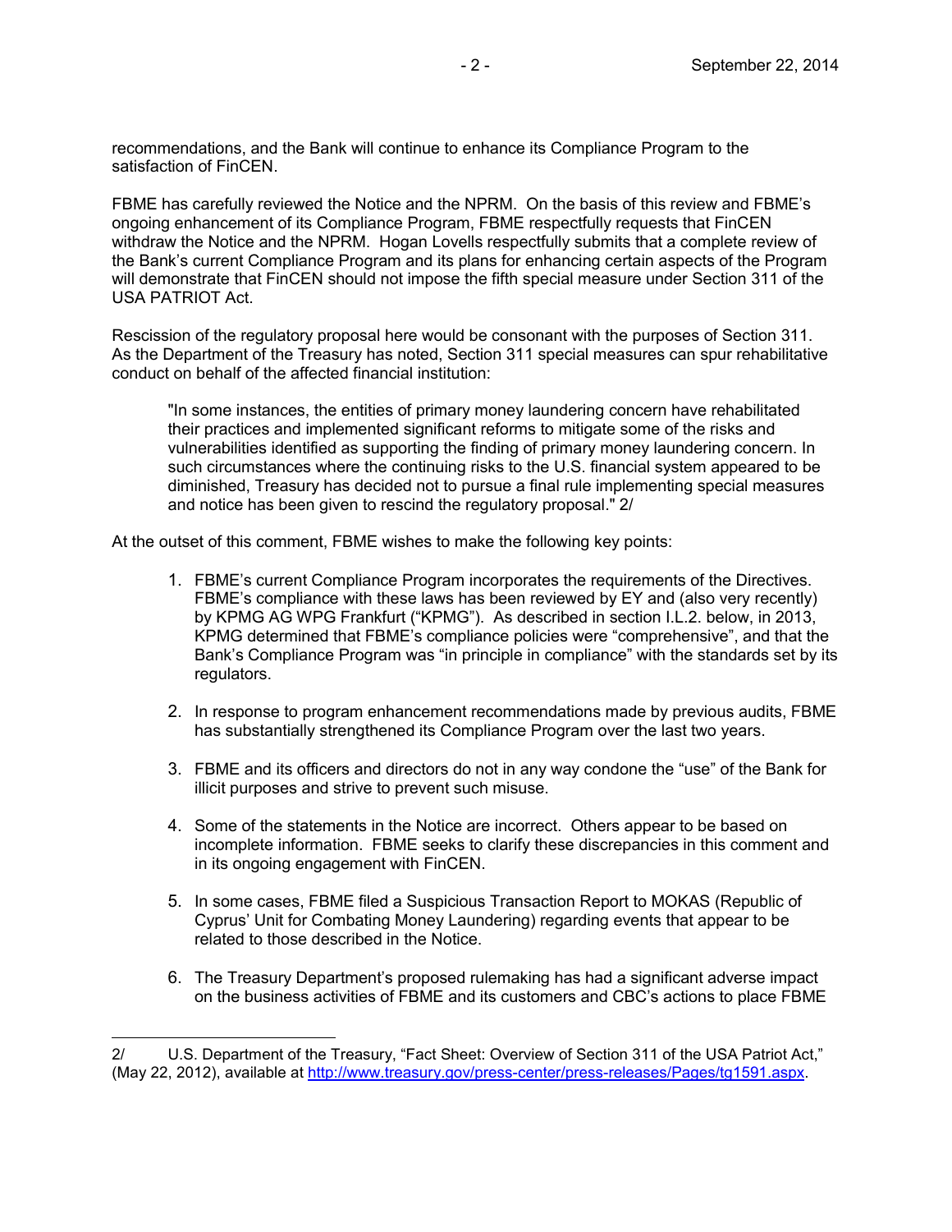recommendations, and the Bank will continue to enhance its Compliance Program to the satisfaction of FinCEN.

FBME has carefully reviewed the Notice and the NPRM. On the basis of this review and FBME's ongoing enhancement of its Compliance Program, FBME respectfully requests that FinCEN withdraw the Notice and the NPRM. Hogan Lovells respectfully submits that a complete review of the Bank's current Compliance Program and its plans for enhancing certain aspects of the Program will demonstrate that FinCEN should not impose the fifth special measure under Section 311 of the USA PATRIOT Act.

Rescission of the regulatory proposal here would be consonant with the purposes of Section 311. As the Department of the Treasury has noted, Section 311 special measures can spur rehabilitative conduct on behalf of the affected financial institution:

> "In some instances, the entities of primary money laundering concern have rehabilitated their practices and implemented significant reforms to mitigate some of the risks and vulnerabilities identified as supporting the finding of primary money laundering concern. In such circumstances where the continuing risks to the U.S. financial system appeared to be diminished, Treasury has decided not to pursue a final rule implementing special measures and notice has been given to rescind the regulatory proposal." 2/

At the outset of this comment, FBME wishes to make the following key points:

1. FBME's current Compliance Program incorporates the requirements of the Directives. FBME's compliance with these laws has been reviewed by EY and (also very recently) by KPMG AG WPG Frankfurt ("KPMG"). As described in section I.L.2. below, in 2013, KPMG determined that FBME's compliance policies were "comprehensive", and that the Bank's Compliance Program was "in principle in compliance" with the standards set by its regulators.

2. In response to program enhancement recommendations made by previous audits, FBME has substantially strengthened its Compliance Program over the last two years.

3. FBME and its officers and directors do not in any way condone the "use" of the Bank for illicit purposes and strive to prevent such misuse.

4. Some of the statements in the Notice are incorrect. Others appear to be based on incomplete information. FBME seeks to clarify these discrepancies in this comment and in its ongoing engagement with FinCEN.

5. In some cases, FBME filed a Suspicious Transaction Report to MOKAS (Republic of Cyprus' Unit for Combating Money Laundering) regarding events that appear to be related to those described in the Notice.

6. The Treasury Department's proposed rulemaking has had a significant adverse impact on the business activities of FBME and its customers and CBC's actions to place FBME

---

2/ U.S. Department of the Treasury, "Fact Sheet: Overview of Section 311 of the USA Patriot Act," (May 22, 2012), available at http://www.treasury.gov/press-center/press-releases/Pages/tg1591.aspx.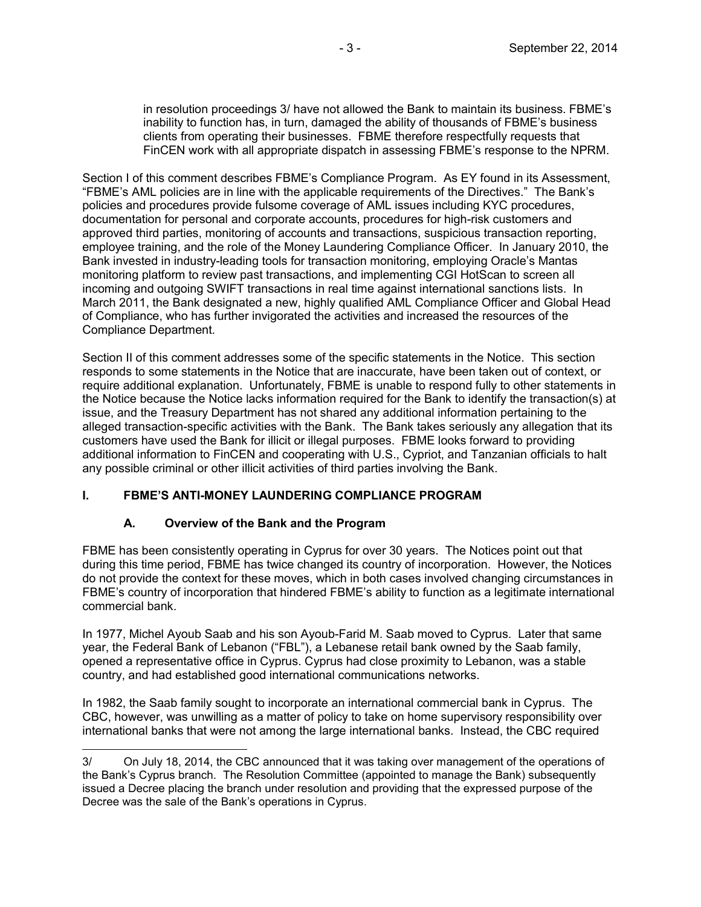in resolution proceedings 3/ have not allowed the Bank to maintain its business. FBME's inability to function has, in turn, damaged the ability of thousands of FBME's business clients from operating their businesses. FBME therefore respectfully requests that FinCEN work with all appropriate dispatch in assessing FBME's response to the NPRM.

Section I of this comment describes FBME's Compliance Program. As EY found in its Assessment, "FBME's AML policies are in line with the applicable requirements of the Directives." The Bank's policies and procedures provide fulsome coverage of AML issues including KYC procedures, documentation for personal and corporate accounts, procedures for high-risk customers and approved third parties, monitoring of accounts and transactions, suspicious transaction reporting, employee training, and the role of the Money Laundering Compliance Officer. In January 2010, the Bank invested in industry-leading tools for transaction monitoring, employing Oracle's Mantas monitoring platform to review past transactions, and implementing CGI HotScan to screen all incoming and outgoing SWIFT transactions in real time against international sanctions lists. In March 2011, the Bank designated a new, highly qualified AML Compliance Officer and Global Head of Compliance, who has further invigorated the activities and increased the resources of the Compliance Department.

Section II of this comment addresses some of the specific statements in the Notice. This section responds to some statements in the Notice that are inaccurate, have been taken out of context, or require additional explanation. Unfortunately, FBME is unable to respond fully to other statements in the Notice because the Notice lacks information required for the Bank to identify the transaction(s) at issue, and the Treasury Department has not shared any additional information pertaining to the alleged transaction-specific activities with the Bank. The Bank takes seriously any allegation that its customers have used the Bank for illicit or illegal purposes. FBME looks forward to providing additional information to FinCEN and cooperating with U.S., Cypriot, and Tanzanian officials to halt any possible criminal or other illicit activities of third parties involving the Bank.

## I. FBME'S ANTI-MONEY LAUNDERING COMPLIANCE PROGRAM

### A. Overview of the Bank and the Program

FBME has been consistently operating in Cyprus for over 30 years. The Notices point out that during this time period, FBME has twice changed its country of incorporation. However, the Notices do not provide the context for these moves, which in both cases involved changing circumstances in FBME's country of incorporation that hindered FBME's ability to function as a legitimate international commercial bank.

In 1977, Michel Ayoub Saab and his son Ayoub-Farid M. Saab moved to Cyprus. Later that same year, the Federal Bank of Lebanon ("FBL"), a Lebanese retail bank owned by the Saab family, opened a representative office in Cyprus. Cyprus had close proximity to Lebanon, was a stable country, and had established good international communications networks.

In 1982, the Saab family sought to incorporate an international commercial bank in Cyprus. The CBC, however, was unwilling as a matter of policy to take on home supervisory responsibility over international banks that were not among the large international banks. Instead, the CBC required

3/ On July 18, 2014, the CBC announced that it was taking over management of the operations of the Bank's Cyprus branch. The Resolution Committee (appointed to manage the Bank) subsequently issued a Decree placing the branch under resolution and providing that the expressed purpose of the Decree was the sale of the Bank's operations in Cyprus.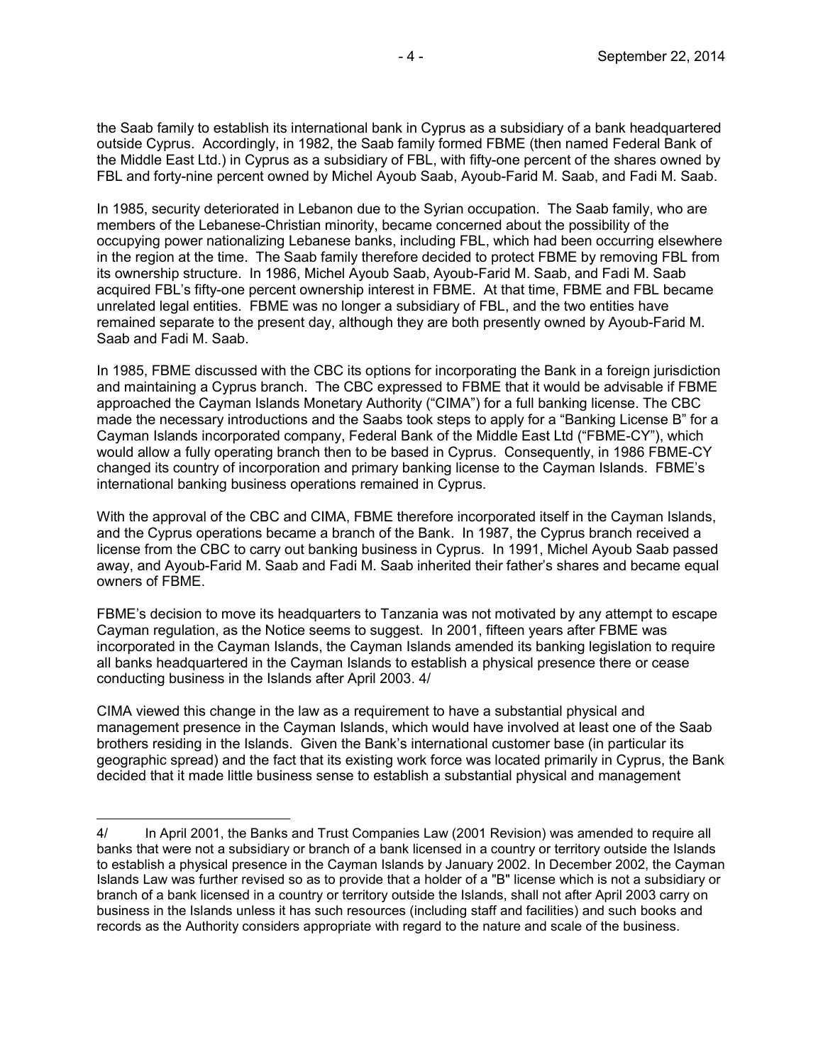the Saab family to establish its international bank in Cyprus as a subsidiary of a bank headquartered outside Cyprus. Accordingly, in 1982, the Saab family formed FBME (then named Federal Bank of the Middle East Ltd.) in Cyprus as a subsidiary of FBL, with fifty-one percent of the shares owned by FBL and forty-nine percent owned by Michel Ayoub Saab, Ayoub-Farid M. Saab, and Fadi M. Saab.

In 1985, security deteriorated in Lebanon due to the Syrian occupation. The Saab family, who are members of the Lebanese-Christian minority, became concerned about the possibility of the occupying power nationalizing Lebanese banks, including FBL, which had been occurring elsewhere in the region at the time. The Saab family therefore decided to protect FBME by removing FBL from its ownership structure. In 1986, Michel Ayoub Saab, Ayoub-Farid M. Saab, and Fadi M. Saab acquired FBL's fifty-one percent ownership interest in FBME. At that time, FBME and FBL became unrelated legal entities. FBME was no longer a subsidiary of FBL, and the two entities have remained separate to the present day, although they are both presently owned by Ayoub-Farid M. Saab and Fadi M. Saab.

In 1985, FBME discussed with the CBC its options for incorporating the Bank in a foreign jurisdiction and maintaining a Cyprus branch. The CBC expressed to FBME that it would be advisable if FBME approached the Cayman Islands Monetary Authority ("CIMA") for a full banking license. The CBC made the necessary introductions and the Saabs took steps to apply for a "Banking License B" for a Cayman Islands incorporated company, Federal Bank of the Middle East Ltd ("FBME-CY"), which would allow a fully operating branch then to be based in Cyprus. Consequently, in 1986 FBME-CY changed its country of incorporation and primary banking license to the Cayman Islands. FBME's international banking business operations remained in Cyprus.

With the approval of the CBC and CIMA, FBME therefore incorporated itself in the Cayman Islands, and the Cyprus operations became a branch of the Bank. In 1987, the Cyprus branch received a license from the CBC to carry out banking business in Cyprus. In 1991, Michel Ayoub Saab passed away, and Ayoub-Farid M. Saab and Fadi M. Saab inherited their father's shares and became equal owners of FBME.

FBME's decision to move its headquarters to Tanzania was not motivated by any attempt to escape Cayman regulation, as the Notice seems to suggest. In 2001, fifteen years after FBME was incorporated in the Cayman Islands, the Cayman Islands amended its banking legislation to require all banks headquartered in the Cayman Islands to establish a physical presence there or cease conducting business in the Islands after April 2003. 4/

CIMA viewed this change in the law as a requirement to have a substantial physical and management presence in the Cayman Islands, which would have involved at least one of the Saab brothers residing in the Islands. Given the Bank's international customer base (in particular its geographic spread) and the fact that its existing work force was located primarily in Cyprus, the Bank decided that it made little business sense to establish a substantial physical and management

---

4/ In April 2001, the Banks and Trust Companies Law (2001 Revision) was amended to require all banks that were not a subsidiary or branch of a bank licensed in a country or territory outside the Islands to establish a physical presence in the Cayman Islands by January 2002. In December 2002, the Cayman Islands Law was further revised so as to provide that a holder of a "B" license which is not a subsidiary or branch of a bank licensed in a country or territory outside the Islands, shall not after April 2003 carry on business in the Islands unless it has such resources (including staff and facilities) and such books and records as the Authority considers appropriate with regard to the nature and scale of the business.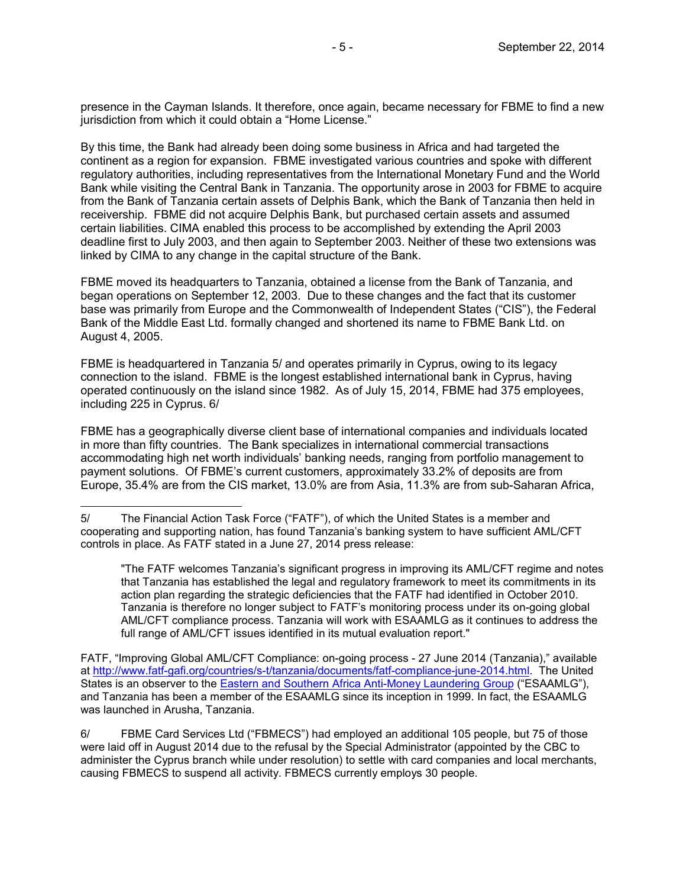presence in the Cayman Islands. It therefore, once again, became necessary for FBME to find a new jurisdiction from which it could obtain a "Home License."

By this time, the Bank had already been doing some business in Africa and had targeted the continent as a region for expansion. FBME investigated various countries and spoke with different regulatory authorities, including representatives from the International Monetary Fund and the World Bank while visiting the Central Bank in Tanzania. The opportunity arose in 2003 for FBME to acquire from the Bank of Tanzania certain assets of Delphis Bank, which the Bank of Tanzania then held in receivership. FBME did not acquire Delphis Bank, but purchased certain assets and assumed certain liabilities. CIMA enabled this process to be accomplished by extending the April 2003 deadline first to July 2003, and then again to September 2003. Neither of these two extensions was linked by CIMA to any change in the capital structure of the Bank.

FBME moved its headquarters to Tanzania, obtained a license from the Bank of Tanzania, and began operations on September 12, 2003. Due to these changes and the fact that its customer base was primarily from Europe and the Commonwealth of Independent States ("CIS"), the Federal Bank of the Middle East Ltd. formally changed and shortened its name to FBME Bank Ltd. on August 4, 2005.

FBME is headquartered in Tanzania 5/ and operates primarily in Cyprus, owing to its legacy connection to the island. FBME is the longest established international bank in Cyprus, having operated continuously on the island since 1982. As of July 15, 2014, FBME had 375 employees, including 225 in Cyprus. 6/

FBME has a geographically diverse client base of international companies and individuals located in more than fifty countries. The Bank specializes in international commercial transactions accommodating high net worth individuals' banking needs, ranging from portfolio management to payment solutions. Of FBME's current customers, approximately 33.2% of deposits are from Europe, 35.4% are from the CIS market, 13.0% are from Asia, 11.3% are from sub-Saharan Africa,

---

5/ The Financial Action Task Force ("FATF"), of which the United States is a member and cooperating and supporting nation, has found Tanzania's banking system to have sufficient AML/CFT controls in place. As FATF stated in a June 27, 2014 press release:

> "The FATF welcomes Tanzania's significant progress in improving its AML/CFT regime and notes that Tanzania has established the legal and regulatory framework to meet its commitments in its action plan regarding the strategic deficiencies that the FATF had identified in October 2010. Tanzania is therefore no longer subject to FATF's monitoring process under its on-going global AML/CFT compliance process. Tanzania will work with ESAAMLG as it continues to address the full range of AML/CFT issues identified in its mutual evaluation report."

FATF, "Improving Global AML/CFT Compliance: on-going process - 27 June 2014 (Tanzania)," available at http://www.fatf-gafi.org/countries/s-t/tanzania/documents/fatf-compliance-june-2014.html. The United States is an observer to the Eastern and Southern Africa Anti-Money Laundering Group ("ESAAMLG"), and Tanzania has been a member of the ESAAMLG since its inception in 1999. In fact, the ESAAMLG was launched in Arusha, Tanzania.

6/ FBME Card Services Ltd ("FBMECS") had employed an additional 105 people, but 75 of those were laid off in August 2014 due to the refusal by the Special Administrator (appointed by the CBC to administer the Cyprus branch while under resolution) to settle with card companies and local merchants, causing FBMECS to suspend all activity. FBMECS currently employs 30 people.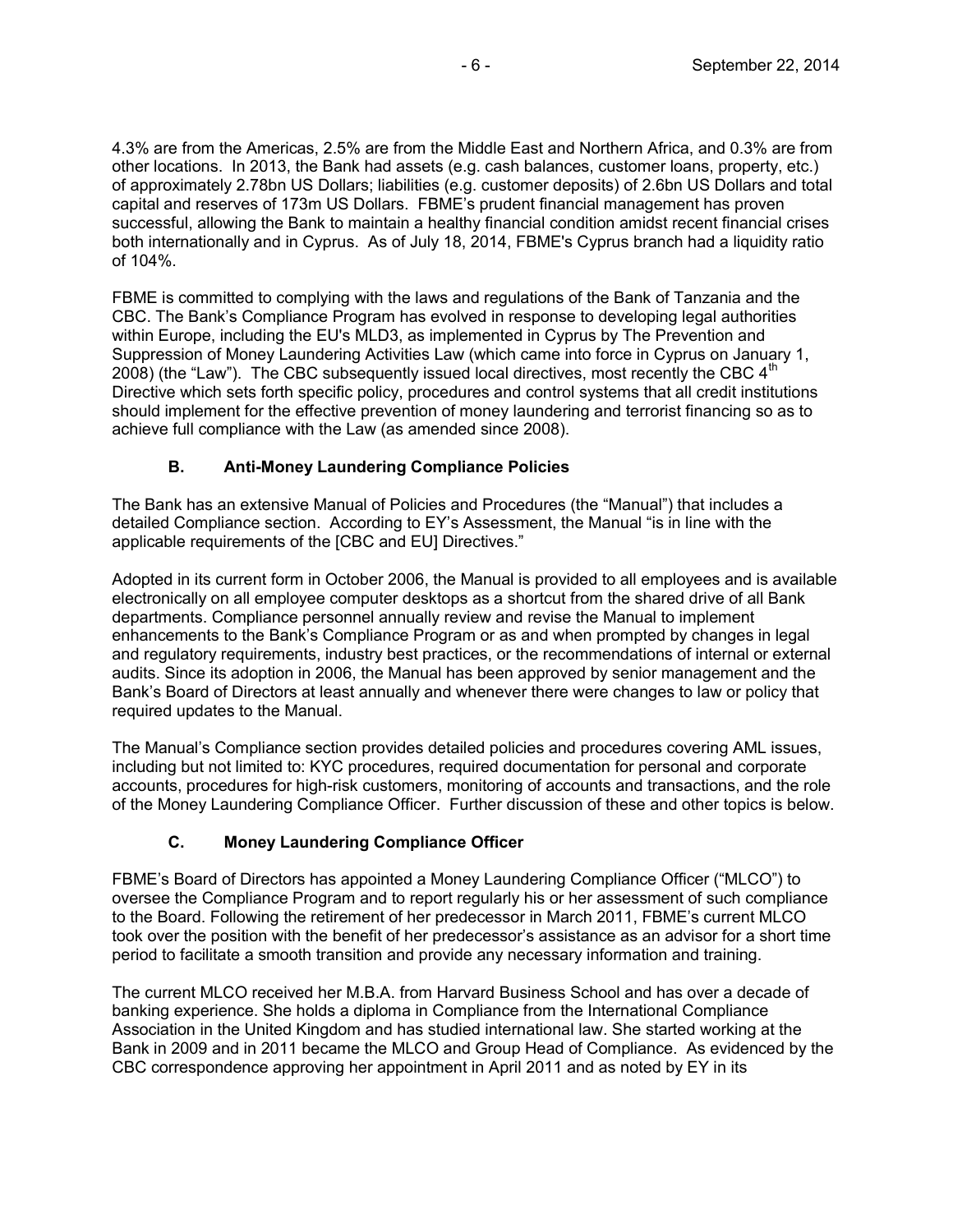4.3% are from the Americas, 2.5% are from the Middle East and Northern Africa, and 0.3% are from other locations. In 2013, the Bank had assets (e.g. cash balances, customer loans, property, etc.) of approximately 2.78bn US Dollars; liabilities (e.g. customer deposits) of 2.6bn US Dollars and total capital and reserves of 173m US Dollars. FBME's prudent financial management has proven successful, allowing the Bank to maintain a healthy financial condition amidst recent financial crises both internationally and in Cyprus. As of July 18, 2014, FBME's Cyprus branch had a liquidity ratio of 104%.

FBME is committed to complying with the laws and regulations of the Bank of Tanzania and the CBC. The Bank's Compliance Program has evolved in response to developing legal authorities within Europe, including the EU's MLD3, as implemented in Cyprus by The Prevention and Suppression of Money Laundering Activities Law (which came into force in Cyprus on January 1, 2008) (the "Law"). The CBC subsequently issued local directives, most recently the CBC 4th Directive which sets forth specific policy, procedures and control systems that all credit institutions should implement for the effective prevention of money laundering and terrorist financing so as to achieve full compliance with the Law (as amended since 2008).

### B. Anti-Money Laundering Compliance Policies

The Bank has an extensive Manual of Policies and Procedures (the "Manual") that includes a detailed Compliance section. According to EY's Assessment, the Manual "is in line with the applicable requirements of the [CBC and EU] Directives."

Adopted in its current form in October 2006, the Manual is provided to all employees and is available electronically on all employee computer desktops as a shortcut from the shared drive of all Bank departments. Compliance personnel annually review and revise the Manual to implement enhancements to the Bank's Compliance Program or as and when prompted by changes in legal and regulatory requirements, industry best practices, or the recommendations of internal or external audits. Since its adoption in 2006, the Manual has been approved by senior management and the Bank's Board of Directors at least annually and whenever there were changes to law or policy that required updates to the Manual.

The Manual's Compliance section provides detailed policies and procedures covering AML issues, including but not limited to: KYC procedures, required documentation for personal and corporate accounts, procedures for high-risk customers, monitoring of accounts and transactions, and the role of the Money Laundering Compliance Officer. Further discussion of these and other topics is below.

### C. Money Laundering Compliance Officer

FBME's Board of Directors has appointed a Money Laundering Compliance Officer ("MLCO") to oversee the Compliance Program and to report regularly his or her assessment of such compliance to the Board. Following the retirement of her predecessor in March 2011, FBME's current MLCO took over the position with the benefit of her predecessor's assistance as an advisor for a short time period to facilitate a smooth transition and provide any necessary information and training.

The current MLCO received her M.B.A. from Harvard Business School and has over a decade of banking experience. She holds a diploma in Compliance from the International Compliance Association in the United Kingdom and has studied international law. She started working at the Bank in 2009 and in 2011 became the MLCO and Group Head of Compliance. As evidenced by the CBC correspondence approving her appointment in April 2011 and as noted by EY in its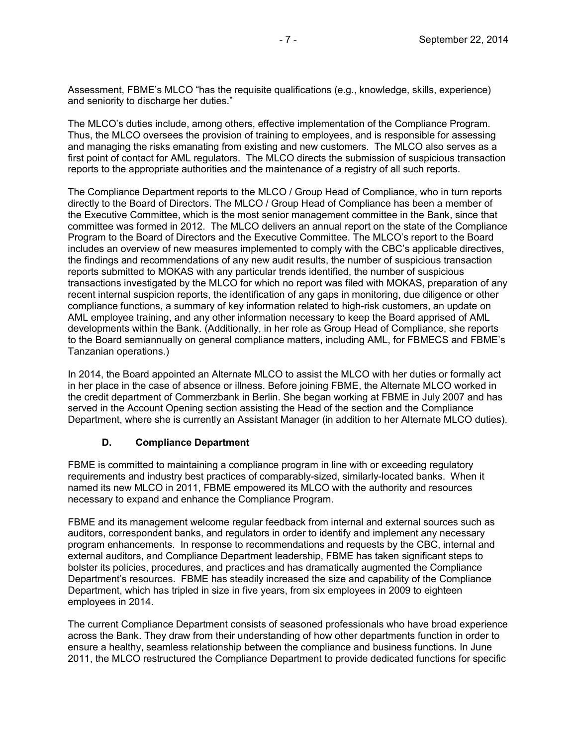Assessment, FBME's MLCO "has the requisite qualifications (e.g., knowledge, skills, experience) and seniority to discharge her duties."

The MLCO's duties include, among others, effective implementation of the Compliance Program. Thus, the MLCO oversees the provision of training to employees, and is responsible for assessing and managing the risks emanating from existing and new customers. The MLCO also serves as a first point of contact for AML regulators. The MLCO directs the submission of suspicious transaction reports to the appropriate authorities and the maintenance of a registry of all such reports.

The Compliance Department reports to the MLCO / Group Head of Compliance, who in turn reports directly to the Board of Directors. The MLCO / Group Head of Compliance has been a member of the Executive Committee, which is the most senior management committee in the Bank, since that committee was formed in 2012. The MLCO delivers an annual report on the state of the Compliance Program to the Board of Directors and the Executive Committee. The MLCO's report to the Board includes an overview of new measures implemented to comply with the CBC's applicable directives, the findings and recommendations of any new audit results, the number of suspicious transaction reports submitted to MOKAS with any particular trends identified, the number of suspicious transactions investigated by the MLCO for which no report was filed with MOKAS, preparation of any recent internal suspicion reports, the identification of any gaps in monitoring, due diligence or other compliance functions, a summary of key information related to high-risk customers, an update on AML employee training, and any other information necessary to keep the Board apprised of AML developments within the Bank. (Additionally, in her role as Group Head of Compliance, she reports to the Board semiannually on general compliance matters, including AML, for FBMECS and FBME's Tanzanian operations.)

In 2014, the Board appointed an Alternate MLCO to assist the MLCO with her duties or formally act in her place in the case of absence or illness. Before joining FBME, the Alternate MLCO worked in the credit department of Commerzbank in Berlin. She began working at FBME in July 2007 and has served in the Account Opening section assisting the Head of the section and the Compliance Department, where she is currently an Assistant Manager (in addition to her Alternate MLCO duties).

### D. Compliance Department

FBME is committed to maintaining a compliance program in line with or exceeding regulatory requirements and industry best practices of comparably-sized, similarly-located banks. When it named its new MLCO in 2011, FBME empowered its MLCO with the authority and resources necessary to expand and enhance the Compliance Program.

FBME and its management welcome regular feedback from internal and external sources such as auditors, correspondent banks, and regulators in order to identify and implement any necessary program enhancements. In response to recommendations and requests by the CBC, internal and external auditors, and Compliance Department leadership, FBME has taken significant steps to bolster its policies, procedures, and practices and has dramatically augmented the Compliance Department's resources. FBME has steadily increased the size and capability of the Compliance Department, which has tripled in size in five years, from six employees in 2009 to eighteen employees in 2014.

The current Compliance Department consists of seasoned professionals who have broad experience across the Bank. They draw from their understanding of how other departments function in order to ensure a healthy, seamless relationship between the compliance and business functions. In June 2011, the MLCO restructured the Compliance Department to provide dedicated functions for specific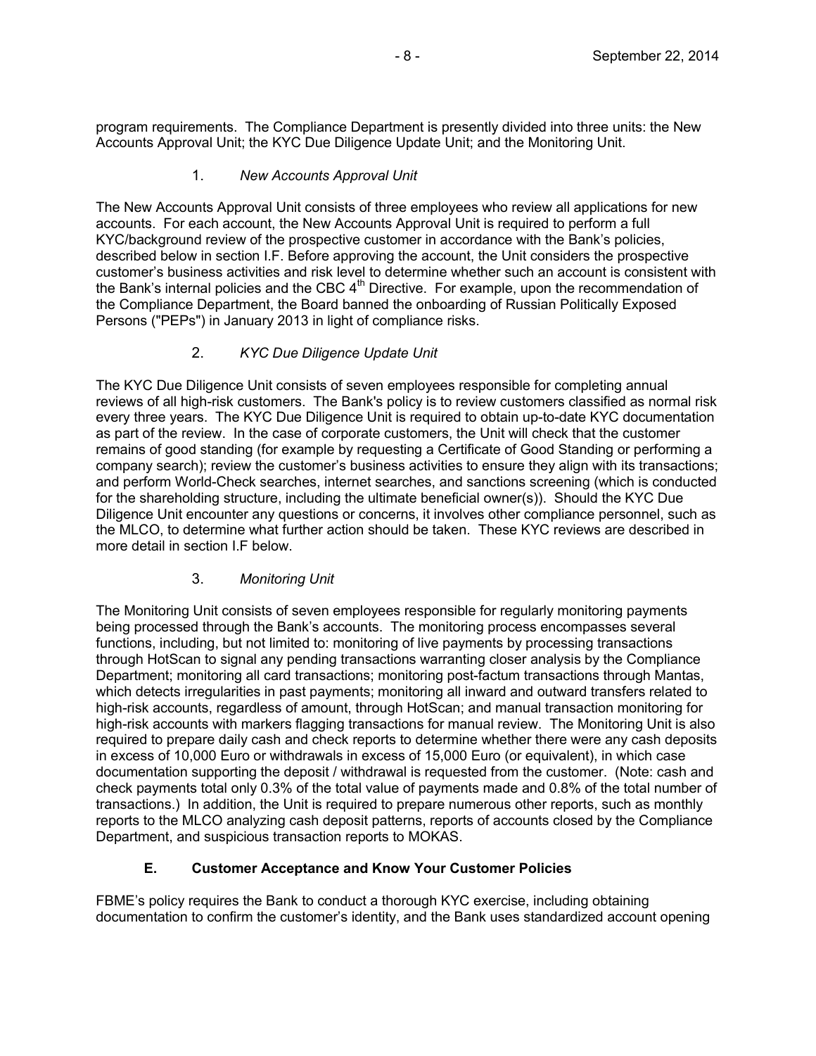program requirements. The Compliance Department is presently divided into three units: the New Accounts Approval Unit; the KYC Due Diligence Update Unit; and the Monitoring Unit.

1. *New Accounts Approval Unit*

The New Accounts Approval Unit consists of three employees who review all applications for new accounts. For each account, the New Accounts Approval Unit is required to perform a full KYC/background review of the prospective customer in accordance with the Bank's policies, described below in section I.F. Before approving the account, the Unit considers the prospective customer's business activities and risk level to determine whether such an account is consistent with the Bank's internal policies and the CBC 4th Directive. For example, upon the recommendation of the Compliance Department, the Board banned the onboarding of Russian Politically Exposed Persons ("PEPs") in January 2013 in light of compliance risks.

2. *KYC Due Diligence Update Unit*

The KYC Due Diligence Unit consists of seven employees responsible for completing annual reviews of all high-risk customers. The Bank's policy is to review customers classified as normal risk every three years. The KYC Due Diligence Unit is required to obtain up-to-date KYC documentation as part of the review. In the case of corporate customers, the Unit will check that the customer remains of good standing (for example by requesting a Certificate of Good Standing or performing a company search); review the customer's business activities to ensure they align with its transactions; and perform World-Check searches, internet searches, and sanctions screening (which is conducted for the shareholding structure, including the ultimate beneficial owner(s)). Should the KYC Due Diligence Unit encounter any questions or concerns, it involves other compliance personnel, such as the MLCO, to determine what further action should be taken. These KYC reviews are described in more detail in section I.F below.

3. *Monitoring Unit*

The Monitoring Unit consists of seven employees responsible for regularly monitoring payments being processed through the Bank's accounts. The monitoring process encompasses several functions, including, but not limited to: monitoring of live payments by processing transactions through HotScan to signal any pending transactions warranting closer analysis by the Compliance Department; monitoring all card transactions; monitoring post-factum transactions through Mantas, which detects irregularities in past payments; monitoring all inward and outward transfers related to high-risk accounts, regardless of amount, through HotScan; and manual transaction monitoring for high-risk accounts with markers flagging transactions for manual review. The Monitoring Unit is also required to prepare daily cash and check reports to determine whether there were any cash deposits in excess of 10,000 Euro or withdrawals in excess of 15,000 Euro (or equivalent), in which case documentation supporting the deposit / withdrawal is requested from the customer. (Note: cash and check payments total only 0.3% of the total value of payments made and 0.8% of the total number of transactions.) In addition, the Unit is required to prepare numerous other reports, such as monthly reports to the MLCO analyzing cash deposit patterns, reports of accounts closed by the Compliance Department, and suspicious transaction reports to MOKAS.

### E. Customer Acceptance and Know Your Customer Policies

FBME's policy requires the Bank to conduct a thorough KYC exercise, including obtaining documentation to confirm the customer's identity, and the Bank uses standardized account opening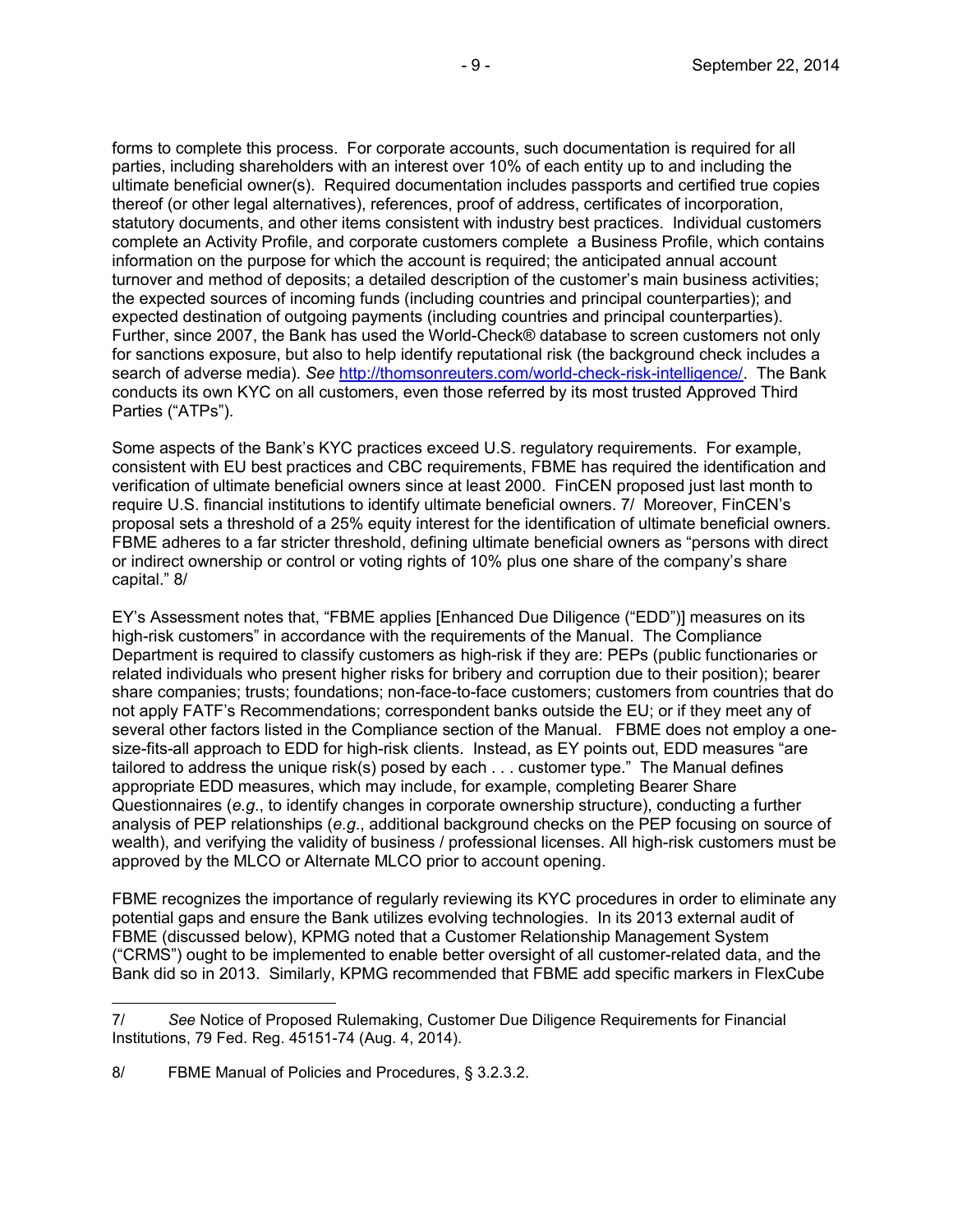forms to complete this process. For corporate accounts, such documentation is required for all parties, including shareholders with an interest over 10% of each entity up to and including the ultimate beneficial owner(s). Required documentation includes passports and certified true copies thereof (or other legal alternatives), references, proof of address, certificates of incorporation, statutory documents, and other items consistent with industry best practices. Individual customers complete an Activity Profile, and corporate customers complete a Business Profile, which contains information on the purpose for which the account is required; the anticipated annual account turnover and method of deposits; a detailed description of the customer's main business activities; the expected sources of incoming funds (including countries and principal counterparties); and expected destination of outgoing payments (including countries and principal counterparties). Further, since 2007, the Bank has used the World-Check® database to screen customers not only for sanctions exposure, but also to help identify reputational risk (the background check includes a search of adverse media). *See* http://thomsonreuters.com/world-check-risk-intelligence/. The Bank conducts its own KYC on all customers, even those referred by its most trusted Approved Third Parties ("ATPs").

Some aspects of the Bank's KYC practices exceed U.S. regulatory requirements. For example, consistent with EU best practices and CBC requirements, FBME has required the identification and verification of ultimate beneficial owners since at least 2000. FinCEN proposed just last month to require U.S. financial institutions to identify ultimate beneficial owners. 7/ Moreover, FinCEN's proposal sets a threshold of a 25% equity interest for the identification of ultimate beneficial owners. FBME adheres to a far stricter threshold, defining ultimate beneficial owners as "persons with direct or indirect ownership or control or voting rights of 10% plus one share of the company's share capital." 8/

EY's Assessment notes that, "FBME applies [Enhanced Due Diligence ("EDD")] measures on its high-risk customers" in accordance with the requirements of the Manual. The Compliance Department is required to classify customers as high-risk if they are: PEPs (public functionaries or related individuals who present higher risks for bribery and corruption due to their position); bearer share companies; trusts; foundations; non-face-to-face customers; customers from countries that do not apply FATF's Recommendations; correspondent banks outside the EU; or if they meet any of several other factors listed in the Compliance section of the Manual. FBME does not employ a one-size-fits-all approach to EDD for high-risk clients. Instead, as EY points out, EDD measures "are tailored to address the unique risk(s) posed by each . . . customer type." The Manual defines appropriate EDD measures, which may include, for example, completing Bearer Share Questionnaires (*e.g.*, to identify changes in corporate ownership structure), conducting a further analysis of PEP relationships (*e.g.*, additional background checks on the PEP focusing on source of wealth), and verifying the validity of business / professional licenses. All high-risk customers must be approved by the MLCO or Alternate MLCO prior to account opening.

FBME recognizes the importance of regularly reviewing its KYC procedures in order to eliminate any potential gaps and ensure the Bank utilizes evolving technologies. In its 2013 external audit of FBME (discussed below), KPMG noted that a Customer Relationship Management System ("CRMS") ought to be implemented to enable better oversight of all customer-related data, and the Bank did so in 2013. Similarly, KPMG recommended that FBME add specific markers in FlexCube

---

7/ *See* Notice of Proposed Rulemaking, Customer Due Diligence Requirements for Financial Institutions, 79 Fed. Reg. 45151-74 (Aug. 4, 2014).

8/ FBME Manual of Policies and Procedures, § 3.2.3.2.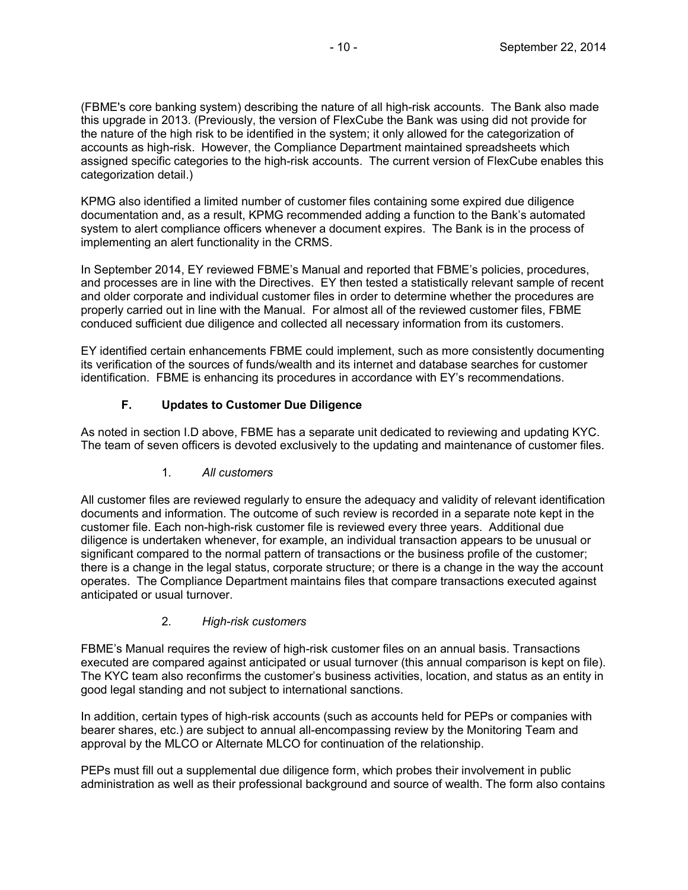(FBME's core banking system) describing the nature of all high-risk accounts. The Bank also made this upgrade in 2013. (Previously, the version of FlexCube the Bank was using did not provide for the nature of the high risk to be identified in the system; it only allowed for the categorization of accounts as high-risk. However, the Compliance Department maintained spreadsheets which assigned specific categories to the high-risk accounts. The current version of FlexCube enables this categorization detail.)

KPMG also identified a limited number of customer files containing some expired due diligence documentation and, as a result, KPMG recommended adding a function to the Bank's automated system to alert compliance officers whenever a document expires. The Bank is in the process of implementing an alert functionality in the CRMS.

In September 2014, EY reviewed FBME's Manual and reported that FBME's policies, procedures, and processes are in line with the Directives. EY then tested a statistically relevant sample of recent and older corporate and individual customer files in order to determine whether the procedures are properly carried out in line with the Manual. For almost all of the reviewed customer files, FBME conduced sufficient due diligence and collected all necessary information from its customers.

EY identified certain enhancements FBME could implement, such as more consistently documenting its verification of the sources of funds/wealth and its internet and database searches for customer identification. FBME is enhancing its procedures in accordance with EY's recommendations.

### F. Updates to Customer Due Diligence

As noted in section I.D above, FBME has a separate unit dedicated to reviewing and updating KYC. The team of seven officers is devoted exclusively to the updating and maintenance of customer files.

#### 1. *All customers*

All customer files are reviewed regularly to ensure the adequacy and validity of relevant identification documents and information. The outcome of such review is recorded in a separate note kept in the customer file. Each non-high-risk customer file is reviewed every three years. Additional due diligence is undertaken whenever, for example, an individual transaction appears to be unusual or significant compared to the normal pattern of transactions or the business profile of the customer; there is a change in the legal status, corporate structure; or there is a change in the way the account operates. The Compliance Department maintains files that compare transactions executed against anticipated or usual turnover.

#### 2. *High-risk customers*

FBME's Manual requires the review of high-risk customer files on an annual basis. Transactions executed are compared against anticipated or usual turnover (this annual comparison is kept on file). The KYC team also reconfirms the customer's business activities, location, and status as an entity in good legal standing and not subject to international sanctions.

In addition, certain types of high-risk accounts (such as accounts held for PEPs or companies with bearer shares, etc.) are subject to annual all-encompassing review by the Monitoring Team and approval by the MLCO or Alternate MLCO for continuation of the relationship.

PEPs must fill out a supplemental due diligence form, which probes their involvement in public administration as well as their professional background and source of wealth. The form also contains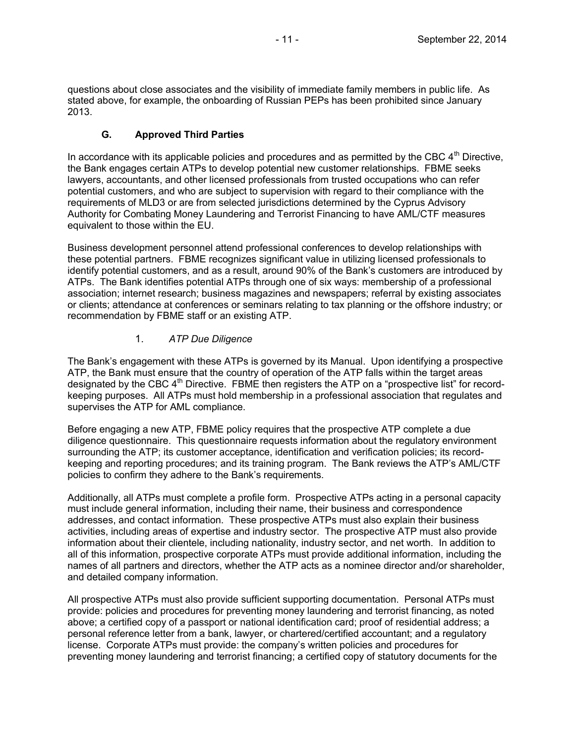questions about close associates and the visibility of immediate family members in public life. As stated above, for example, the onboarding of Russian PEPs has been prohibited since January 2013.

### G. Approved Third Parties

In accordance with its applicable policies and procedures and as permitted by the CBC 4th Directive, the Bank engages certain ATPs to develop potential new customer relationships. FBME seeks lawyers, accountants, and other licensed professionals from trusted occupations who can refer potential customers, and who are subject to supervision with regard to their compliance with the requirements of MLD3 or are from selected jurisdictions determined by the Cyprus Advisory Authority for Combating Money Laundering and Terrorist Financing to have AML/CTF measures equivalent to those within the EU.

Business development personnel attend professional conferences to develop relationships with these potential partners. FBME recognizes significant value in utilizing licensed professionals to identify potential customers, and as a result, around 90% of the Bank's customers are introduced by ATPs. The Bank identifies potential ATPs through one of six ways: membership of a professional association; internet research; business magazines and newspapers; referral by existing associates or clients; attendance at conferences or seminars relating to tax planning or the offshore industry; or recommendation by FBME staff or an existing ATP.

#### 1. *ATP Due Diligence*

The Bank's engagement with these ATPs is governed by its Manual. Upon identifying a prospective ATP, the Bank must ensure that the country of operation of the ATP falls within the target areas designated by the CBC 4th Directive. FBME then registers the ATP on a "prospective list" for record-keeping purposes. All ATPs must hold membership in a professional association that regulates and supervises the ATP for AML compliance.

Before engaging a new ATP, FBME policy requires that the prospective ATP complete a due diligence questionnaire. This questionnaire requests information about the regulatory environment surrounding the ATP; its customer acceptance, identification and verification policies; its record-keeping and reporting procedures; and its training program. The Bank reviews the ATP's AML/CTF policies to confirm they adhere to the Bank's requirements.

Additionally, all ATPs must complete a profile form. Prospective ATPs acting in a personal capacity must include general information, including their name, their business and correspondence addresses, and contact information. These prospective ATPs must also explain their business activities, including areas of expertise and industry sector. The prospective ATP must also provide information about their clientele, including nationality, industry sector, and net worth. In addition to all of this information, prospective corporate ATPs must provide additional information, including the names of all partners and directors, whether the ATP acts as a nominee director and/or shareholder, and detailed company information.

All prospective ATPs must also provide sufficient supporting documentation. Personal ATPs must provide: policies and procedures for preventing money laundering and terrorist financing, as noted above; a certified copy of a passport or national identification card; proof of residential address; a personal reference letter from a bank, lawyer, or chartered/certified accountant; and a regulatory license. Corporate ATPs must provide: the company's written policies and procedures for preventing money laundering and terrorist financing; a certified copy of statutory documents for the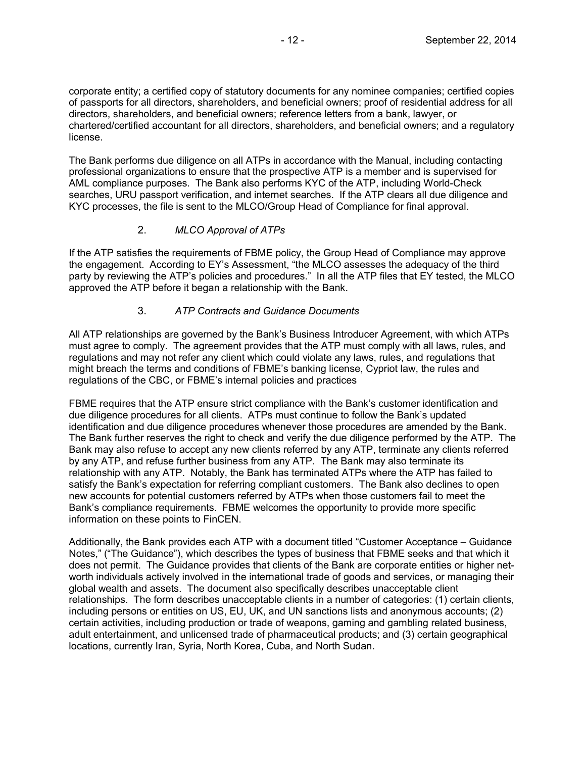corporate entity; a certified copy of statutory documents for any nominee companies; certified copies of passports for all directors, shareholders, and beneficial owners; proof of residential address for all directors, shareholders, and beneficial owners; reference letters from a bank, lawyer, or chartered/certified accountant for all directors, shareholders, and beneficial owners; and a regulatory license.

The Bank performs due diligence on all ATPs in accordance with the Manual, including contacting professional organizations to ensure that the prospective ATP is a member and is supervised for AML compliance purposes. The Bank also performs KYC of the ATP, including World-Check searches, URU passport verification, and internet searches. If the ATP clears all due diligence and KYC processes, the file is sent to the MLCO/Group Head of Compliance for final approval.

2. *MLCO Approval of ATPs*

If the ATP satisfies the requirements of FBME policy, the Group Head of Compliance may approve the engagement. According to EY's Assessment, "the MLCO assesses the adequacy of the third party by reviewing the ATP's policies and procedures." In all the ATP files that EY tested, the MLCO approved the ATP before it began a relationship with the Bank.

3. *ATP Contracts and Guidance Documents*

All ATP relationships are governed by the Bank's Business Introducer Agreement, with which ATPs must agree to comply. The agreement provides that the ATP must comply with all laws, rules, and regulations and may not refer any client which could violate any laws, rules, and regulations that might breach the terms and conditions of FBME's banking license, Cypriot law, the rules and regulations of the CBC, or FBME's internal policies and practices

FBME requires that the ATP ensure strict compliance with the Bank's customer identification and due diligence procedures for all clients. ATPs must continue to follow the Bank's updated identification and due diligence procedures whenever those procedures are amended by the Bank. The Bank further reserves the right to check and verify the due diligence performed by the ATP. The Bank may also refuse to accept any new clients referred by any ATP, terminate any clients referred by any ATP, and refuse further business from any ATP. The Bank may also terminate its relationship with any ATP. Notably, the Bank has terminated ATPs where the ATP has failed to satisfy the Bank's expectation for referring compliant customers. The Bank also declines to open new accounts for potential customers referred by ATPs when those customers fail to meet the Bank's compliance requirements. FBME welcomes the opportunity to provide more specific information on these points to FinCEN.

Additionally, the Bank provides each ATP with a document titled "Customer Acceptance – Guidance Notes," ("The Guidance"), which describes the types of business that FBME seeks and that which it does not permit. The Guidance provides that clients of the Bank are corporate entities or higher net-worth individuals actively involved in the international trade of goods and services, or managing their global wealth and assets. The document also specifically describes unacceptable client relationships. The form describes unacceptable clients in a number of categories: (1) certain clients, including persons or entities on US, EU, UK, and UN sanctions lists and anonymous accounts; (2) certain activities, including production or trade of weapons, gaming and gambling related business, adult entertainment, and unlicensed trade of pharmaceutical products; and (3) certain geographical locations, currently Iran, Syria, North Korea, Cuba, and North Sudan.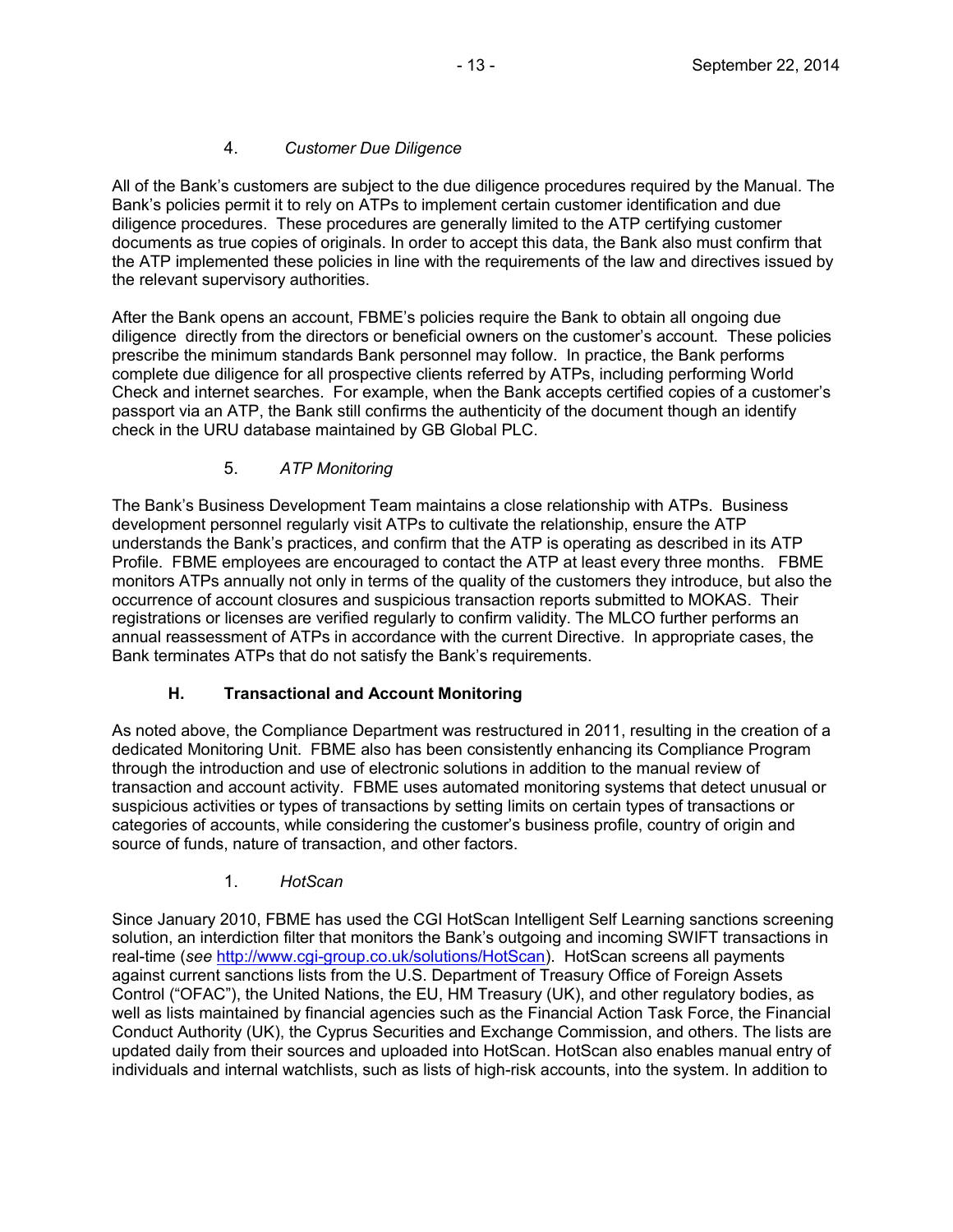#### 4. *Customer Due Diligence*

All of the Bank's customers are subject to the due diligence procedures required by the Manual. The Bank's policies permit it to rely on ATPs to implement certain customer identification and due diligence procedures. These procedures are generally limited to the ATP certifying customer documents as true copies of originals. In order to accept this data, the Bank also must confirm that the ATP implemented these policies in line with the requirements of the law and directives issued by the relevant supervisory authorities.

After the Bank opens an account, FBME's policies require the Bank to obtain all ongoing due diligence directly from the directors or beneficial owners on the customer's account. These policies prescribe the minimum standards Bank personnel may follow. In practice, the Bank performs complete due diligence for all prospective clients referred by ATPs, including performing World Check and internet searches. For example, when the Bank accepts certified copies of a customer's passport via an ATP, the Bank still confirms the authenticity of the document though an identify check in the URU database maintained by GB Global PLC.

#### 5. *ATP Monitoring*

The Bank's Business Development Team maintains a close relationship with ATPs. Business development personnel regularly visit ATPs to cultivate the relationship, ensure the ATP understands the Bank's practices, and confirm that the ATP is operating as described in its ATP Profile. FBME employees are encouraged to contact the ATP at least every three months. FBME monitors ATPs annually not only in terms of the quality of the customers they introduce, but also the occurrence of account closures and suspicious transaction reports submitted to MOKAS. Their registrations or licenses are verified regularly to confirm validity. The MLCO further performs an annual reassessment of ATPs in accordance with the current Directive. In appropriate cases, the Bank terminates ATPs that do not satisfy the Bank's requirements.

### H. Transactional and Account Monitoring

As noted above, the Compliance Department was restructured in 2011, resulting in the creation of a dedicated Monitoring Unit. FBME also has been consistently enhancing its Compliance Program through the introduction and use of electronic solutions in addition to the manual review of transaction and account activity. FBME uses automated monitoring systems that detect unusual or suspicious activities or types of transactions by setting limits on certain types of transactions or categories of accounts, while considering the customer's business profile, country of origin and source of funds, nature of transaction, and other factors.

#### 1. *HotScan*

Since January 2010, FBME has used the CGI HotScan Intelligent Self Learning sanctions screening solution, an interdiction filter that monitors the Bank's outgoing and incoming SWIFT transactions in real-time (*see* [http://www.cgi-group.co.uk/solutions/HotScan](http://www.cgi-group.co.uk/solutions/HotScan)). HotScan screens all payments against current sanctions lists from the U.S. Department of Treasury Office of Foreign Assets Control ("OFAC"), the United Nations, the EU, HM Treasury (UK), and other regulatory bodies, as well as lists maintained by financial agencies such as the Financial Action Task Force, the Financial Conduct Authority (UK), the Cyprus Securities and Exchange Commission, and others. The lists are updated daily from their sources and uploaded into HotScan. HotScan also enables manual entry of individuals and internal watchlists, such as lists of high-risk accounts, into the system. In addition to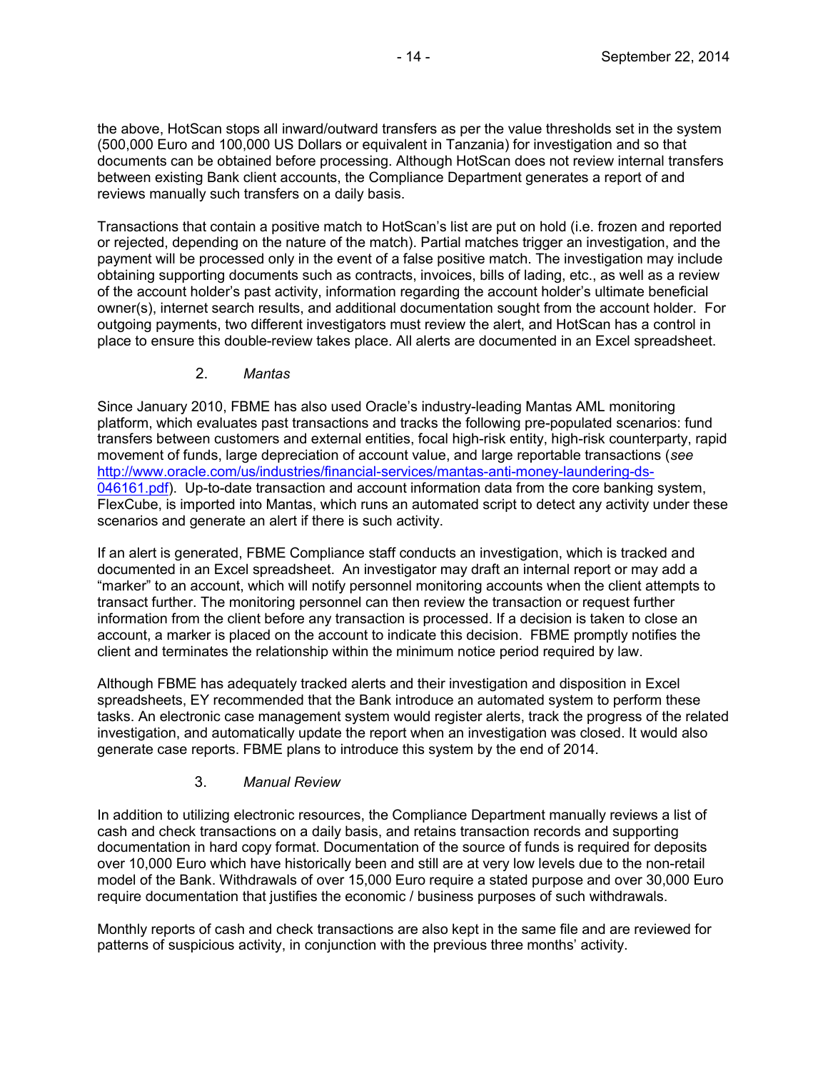the above, HotScan stops all inward/outward transfers as per the value thresholds set in the system (500,000 Euro and 100,000 US Dollars or equivalent in Tanzania) for investigation and so that documents can be obtained before processing. Although HotScan does not review internal transfers between existing Bank client accounts, the Compliance Department generates a report of and reviews manually such transfers on a daily basis.

Transactions that contain a positive match to HotScan's list are put on hold (i.e. frozen and reported or rejected, depending on the nature of the match). Partial matches trigger an investigation, and the payment will be processed only in the event of a false positive match. The investigation may include obtaining supporting documents such as contracts, invoices, bills of lading, etc., as well as a review of the account holder's past activity, information regarding the account holder's ultimate beneficial owner(s), internet search results, and additional documentation sought from the account holder. For outgoing payments, two different investigators must review the alert, and HotScan has a control in place to ensure this double-review takes place. All alerts are documented in an Excel spreadsheet.

2. *Mantas*

Since January 2010, FBME has also used Oracle's industry-leading Mantas AML monitoring platform, which evaluates past transactions and tracks the following pre-populated scenarios: fund transfers between customers and external entities, focal high-risk entity, high-risk counterparty, rapid movement of funds, large depreciation of account value, and large reportable transactions (*see* http://www.oracle.com/us/industries/financial-services/mantas-anti-money-laundering-ds-046161.pdf). Up-to-date transaction and account information data from the core banking system, FlexCube, is imported into Mantas, which runs an automated script to detect any activity under these scenarios and generate an alert if there is such activity.

If an alert is generated, FBME Compliance staff conducts an investigation, which is tracked and documented in an Excel spreadsheet. An investigator may draft an internal report or may add a "marker" to an account, which will notify personnel monitoring accounts when the client attempts to transact further. The monitoring personnel can then review the transaction or request further information from the client before any transaction is processed. If a decision is taken to close an account, a marker is placed on the account to indicate this decision. FBME promptly notifies the client and terminates the relationship within the minimum notice period required by law.

Although FBME has adequately tracked alerts and their investigation and disposition in Excel spreadsheets, EY recommended that the Bank introduce an automated system to perform these tasks. An electronic case management system would register alerts, track the progress of the related investigation, and automatically update the report when an investigation was closed. It would also generate case reports. FBME plans to introduce this system by the end of 2014.

3. *Manual Review*

In addition to utilizing electronic resources, the Compliance Department manually reviews a list of cash and check transactions on a daily basis, and retains transaction records and supporting documentation in hard copy format. Documentation of the source of funds is required for deposits over 10,000 Euro which have historically been and still are at very low levels due to the non-retail model of the Bank. Withdrawals of over 15,000 Euro require a stated purpose and over 30,000 Euro require documentation that justifies the economic / business purposes of such withdrawals.

Monthly reports of cash and check transactions are also kept in the same file and are reviewed for patterns of suspicious activity, in conjunction with the previous three months' activity.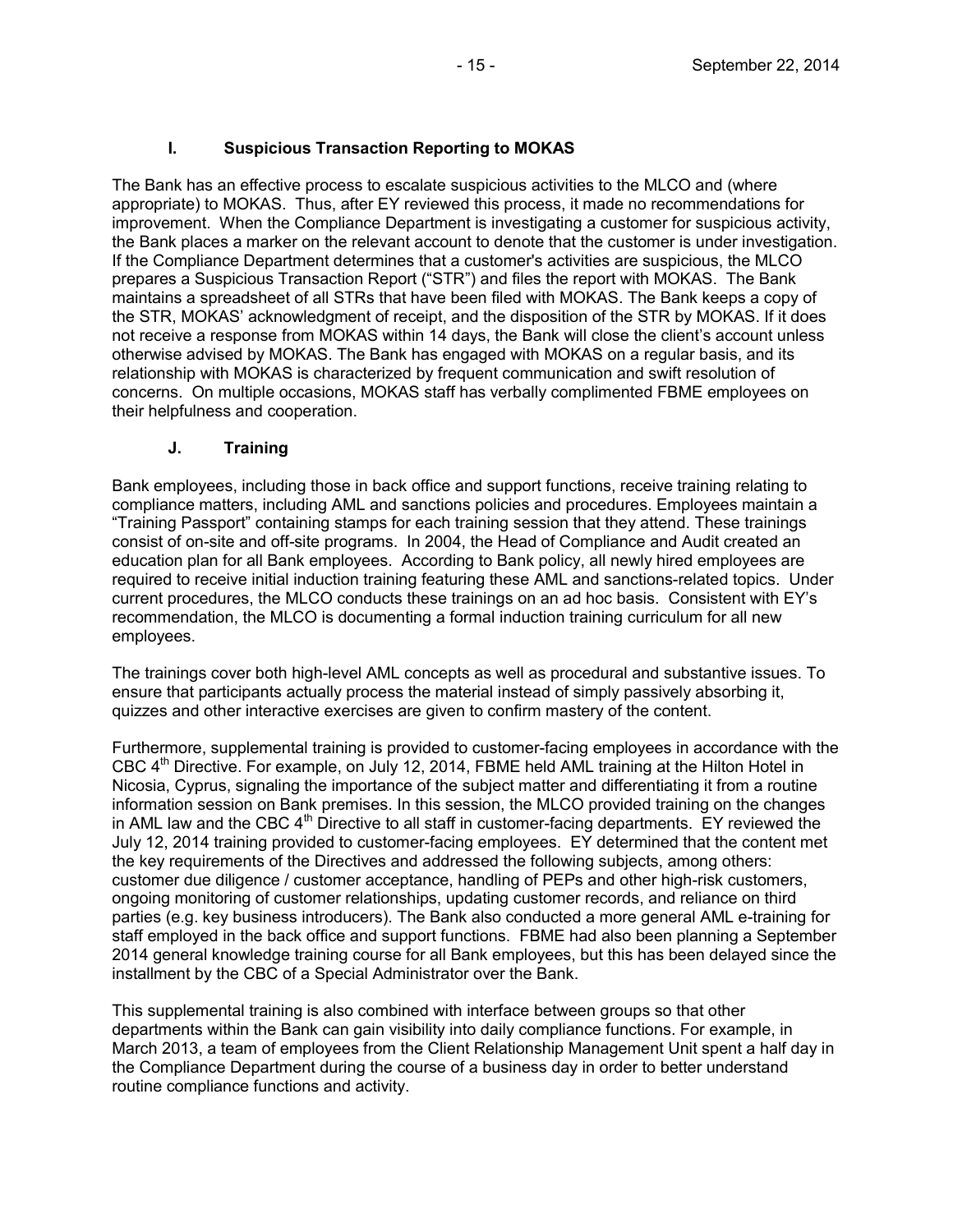### I. Suspicious Transaction Reporting to MOKAS

The Bank has an effective process to escalate suspicious activities to the MLCO and (where appropriate) to MOKAS. Thus, after EY reviewed this process, it made no recommendations for improvement. When the Compliance Department is investigating a customer for suspicious activity, the Bank places a marker on the relevant account to denote that the customer is under investigation. If the Compliance Department determines that a customer's activities are suspicious, the MLCO prepares a Suspicious Transaction Report ("STR") and files the report with MOKAS. The Bank maintains a spreadsheet of all STRs that have been filed with MOKAS. The Bank keeps a copy of the STR, MOKAS' acknowledgment of receipt, and the disposition of the STR by MOKAS. If it does not receive a response from MOKAS within 14 days, the Bank will close the client's account unless otherwise advised by MOKAS. The Bank has engaged with MOKAS on a regular basis, and its relationship with MOKAS is characterized by frequent communication and swift resolution of concerns. On multiple occasions, MOKAS staff has verbally complimented FBME employees on their helpfulness and cooperation.

### J. Training

Bank employees, including those in back office and support functions, receive training relating to compliance matters, including AML and sanctions policies and procedures. Employees maintain a "Training Passport" containing stamps for each training session that they attend. These trainings consist of on-site and off-site programs. In 2004, the Head of Compliance and Audit created an education plan for all Bank employees. According to Bank policy, all newly hired employees are required to receive initial induction training featuring these AML and sanctions-related topics. Under current procedures, the MLCO conducts these trainings on an ad hoc basis. Consistent with EY's recommendation, the MLCO is documenting a formal induction training curriculum for all new employees.

The trainings cover both high-level AML concepts as well as procedural and substantive issues. To ensure that participants actually process the material instead of simply passively absorbing it, quizzes and other interactive exercises are given to confirm mastery of the content.

Furthermore, supplemental training is provided to customer-facing employees in accordance with the CBC 4th Directive. For example, on July 12, 2014, FBME held AML training at the Hilton Hotel in Nicosia, Cyprus, signaling the importance of the subject matter and differentiating it from a routine information session on Bank premises. In this session, the MLCO provided training on the changes in AML law and the CBC 4th Directive to all staff in customer-facing departments. EY reviewed the July 12, 2014 training provided to customer-facing employees. EY determined that the content met the key requirements of the Directives and addressed the following subjects, among others: customer due diligence / customer acceptance, handling of PEPs and other high-risk customers, ongoing monitoring of customer relationships, updating customer records, and reliance on third parties (e.g. key business introducers). The Bank also conducted a more general AML e-training for staff employed in the back office and support functions. FBME had also been planning a September 2014 general knowledge training course for all Bank employees, but this has been delayed since the installment by the CBC of a Special Administrator over the Bank.

This supplemental training is also combined with interface between groups so that other departments within the Bank can gain visibility into daily compliance functions. For example, in March 2013, a team of employees from the Client Relationship Management Unit spent a half day in the Compliance Department during the course of a business day in order to better understand routine compliance functions and activity.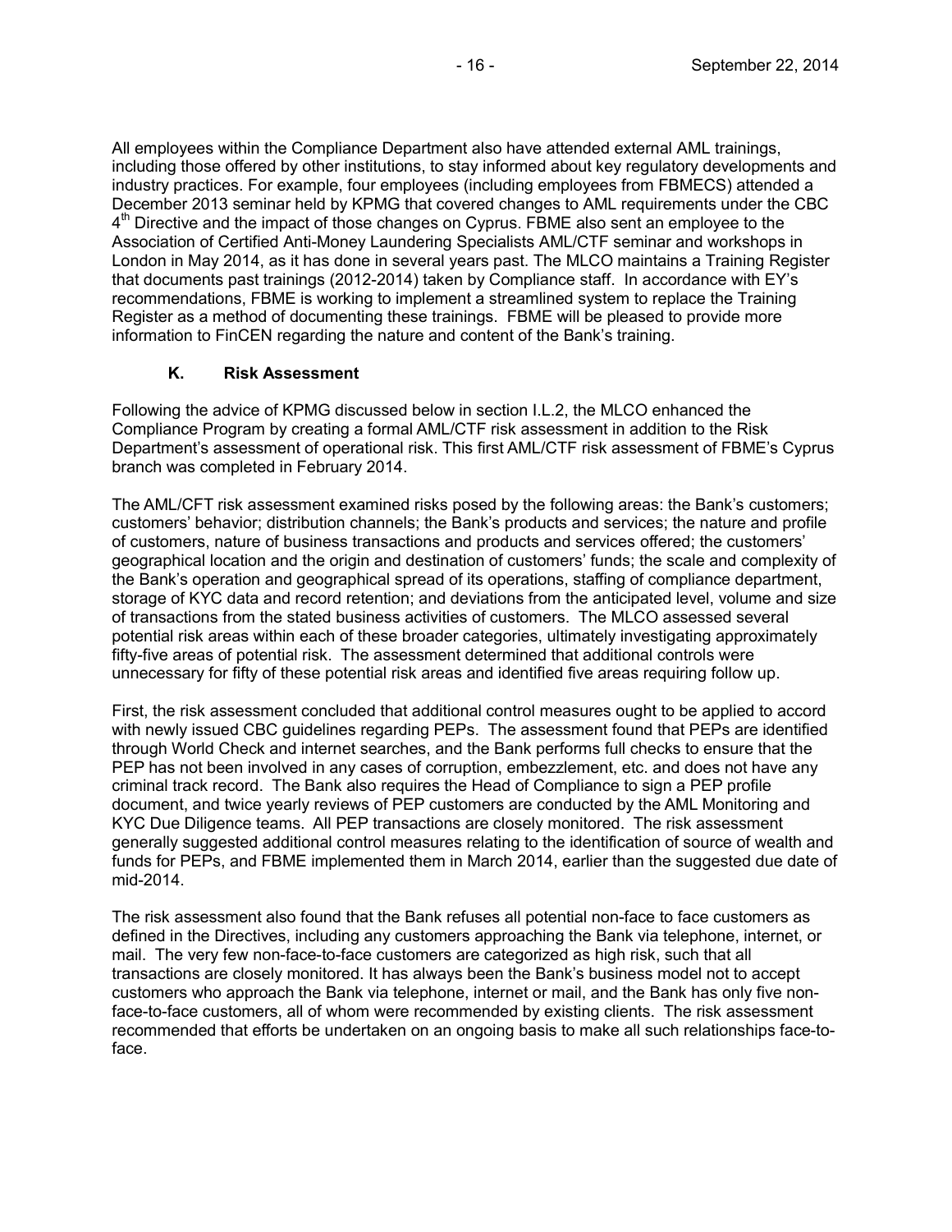All employees within the Compliance Department also have attended external AML trainings, including those offered by other institutions, to stay informed about key regulatory developments and industry practices. For example, four employees (including employees from FBMECS) attended a December 2013 seminar held by KPMG that covered changes to AML requirements under the CBC 4th Directive and the impact of those changes on Cyprus. FBME also sent an employee to the Association of Certified Anti-Money Laundering Specialists AML/CTF seminar and workshops in London in May 2014, as it has done in several years past. The MLCO maintains a Training Register that documents past trainings (2012-2014) taken by Compliance staff. In accordance with EY's recommendations, FBME is working to implement a streamlined system to replace the Training Register as a method of documenting these trainings. FBME will be pleased to provide more information to FinCEN regarding the nature and content of the Bank's training.

### K. Risk Assessment

Following the advice of KPMG discussed below in section I.L.2, the MLCO enhanced the Compliance Program by creating a formal AML/CTF risk assessment in addition to the Risk Department's assessment of operational risk. This first AML/CTF risk assessment of FBME's Cyprus branch was completed in February 2014.

The AML/CFT risk assessment examined risks posed by the following areas: the Bank's customers; customers' behavior; distribution channels; the Bank's products and services; the nature and profile of customers, nature of business transactions and products and services offered; the customers' geographical location and the origin and destination of customers' funds; the scale and complexity of the Bank's operation and geographical spread of its operations, staffing of compliance department, storage of KYC data and record retention; and deviations from the anticipated level, volume and size of transactions from the stated business activities of customers. The MLCO assessed several potential risk areas within each of these broader categories, ultimately investigating approximately fifty-five areas of potential risk. The assessment determined that additional controls were unnecessary for fifty of these potential risk areas and identified five areas requiring follow up.

First, the risk assessment concluded that additional control measures ought to be applied to accord with newly issued CBC guidelines regarding PEPs. The assessment found that PEPs are identified through World Check and internet searches, and the Bank performs full checks to ensure that the PEP has not been involved in any cases of corruption, embezzlement, etc. and does not have any criminal track record. The Bank also requires the Head of Compliance to sign a PEP profile document, and twice yearly reviews of PEP customers are conducted by the AML Monitoring and KYC Due Diligence teams. All PEP transactions are closely monitored. The risk assessment generally suggested additional control measures relating to the identification of source of wealth and funds for PEPs, and FBME implemented them in March 2014, earlier than the suggested due date of mid-2014.

The risk assessment also found that the Bank refuses all potential non-face to face customers as defined in the Directives, including any customers approaching the Bank via telephone, internet, or mail. The very few non-face-to-face customers are categorized as high risk, such that all transactions are closely monitored. It has always been the Bank's business model not to accept customers who approach the Bank via telephone, internet or mail, and the Bank has only five non-face-to-face customers, all of whom were recommended by existing clients. The risk assessment recommended that efforts be undertaken on an ongoing basis to make all such relationships face-to-face.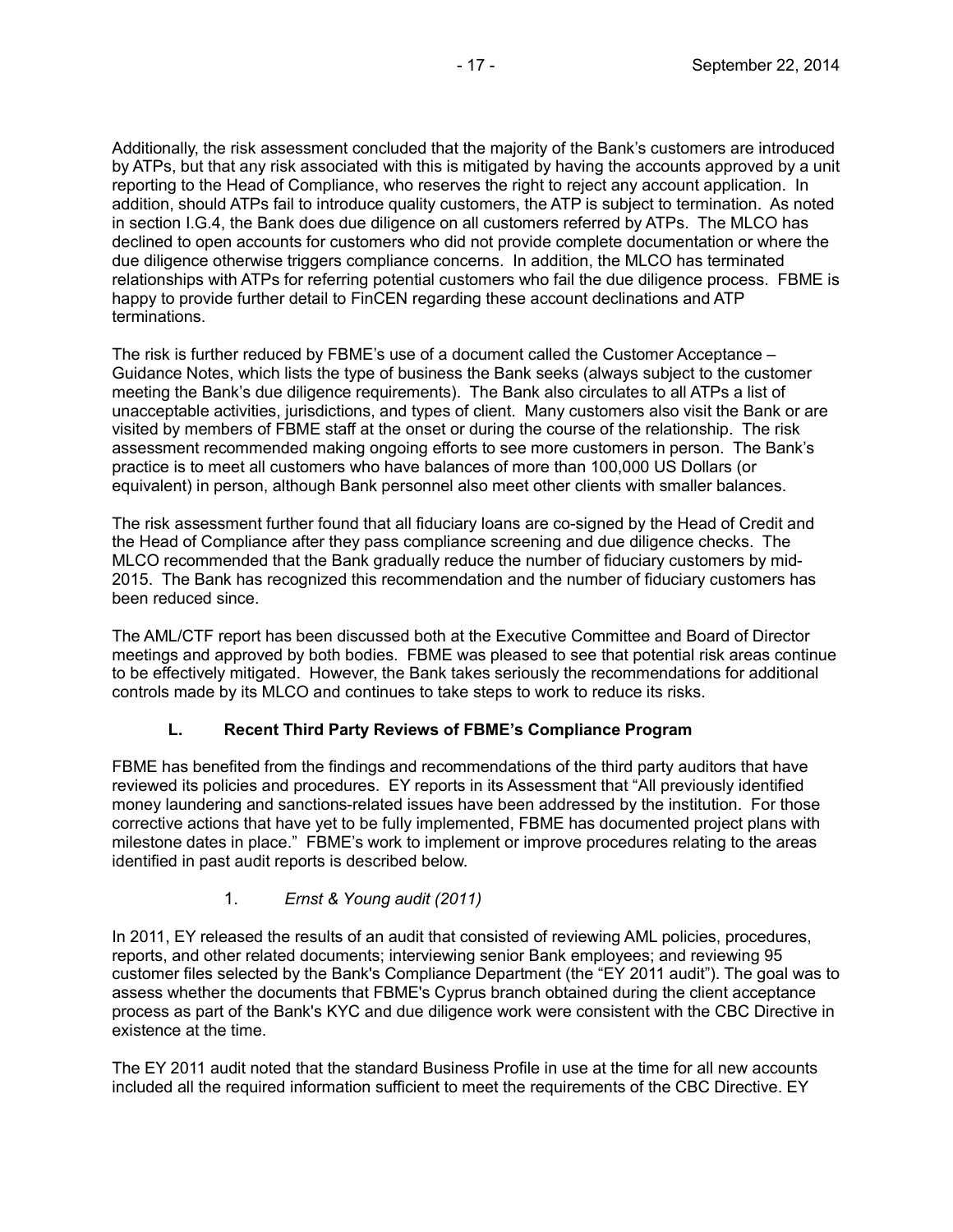Additionally, the risk assessment concluded that the majority of the Bank's customers are introduced by ATPs, but that any risk associated with this is mitigated by having the accounts approved by a unit reporting to the Head of Compliance, who reserves the right to reject any account application. In addition, should ATPs fail to introduce quality customers, the ATP is subject to termination. As noted in section I.G.4, the Bank does due diligence on all customers referred by ATPs. The MLCO has declined to open accounts for customers who did not provide complete documentation or where the due diligence otherwise triggers compliance concerns. In addition, the MLCO has terminated relationships with ATPs for referring potential customers who fail the due diligence process. FBME is happy to provide further detail to FinCEN regarding these account declinations and ATP terminations.

The risk is further reduced by FBME's use of a document called the Customer Acceptance – Guidance Notes, which lists the type of business the Bank seeks (always subject to the customer meeting the Bank's due diligence requirements). The Bank also circulates to all ATPs a list of unacceptable activities, jurisdictions, and types of client. Many customers also visit the Bank or are visited by members of FBME staff at the onset or during the course of the relationship. The risk assessment recommended making ongoing efforts to see more customers in person. The Bank's practice is to meet all customers who have balances of more than 100,000 US Dollars (or equivalent) in person, although Bank personnel also meet other clients with smaller balances.

The risk assessment further found that all fiduciary loans are co-signed by the Head of Credit and the Head of Compliance after they pass compliance screening and due diligence checks. The MLCO recommended that the Bank gradually reduce the number of fiduciary customers by mid-2015. The Bank has recognized this recommendation and the number of fiduciary customers has been reduced since.

The AML/CTF report has been discussed both at the Executive Committee and Board of Director meetings and approved by both bodies. FBME was pleased to see that potential risk areas continue to be effectively mitigated. However, the Bank takes seriously the recommendations for additional controls made by its MLCO and continues to take steps to work to reduce its risks.

## L. Recent Third Party Reviews of FBME's Compliance Program

FBME has benefited from the findings and recommendations of the third party auditors that have reviewed its policies and procedures. EY reports in its Assessment that "All previously identified money laundering and sanctions-related issues have been addressed by the institution. For those corrective actions that have yet to be fully implemented, FBME has documented project plans with milestone dates in place." FBME's work to implement or improve procedures relating to the areas identified in past audit reports is described below.

### 1. *Ernst & Young audit (2011)*

In 2011, EY released the results of an audit that consisted of reviewing AML policies, procedures, reports, and other related documents; interviewing senior Bank employees; and reviewing 95 customer files selected by the Bank's Compliance Department (the "EY 2011 audit"). The goal was to assess whether the documents that FBME's Cyprus branch obtained during the client acceptance process as part of the Bank's KYC and due diligence work were consistent with the CBC Directive in existence at the time.

The EY 2011 audit noted that the standard Business Profile in use at the time for all new accounts included all the required information sufficient to meet the requirements of the CBC Directive. EY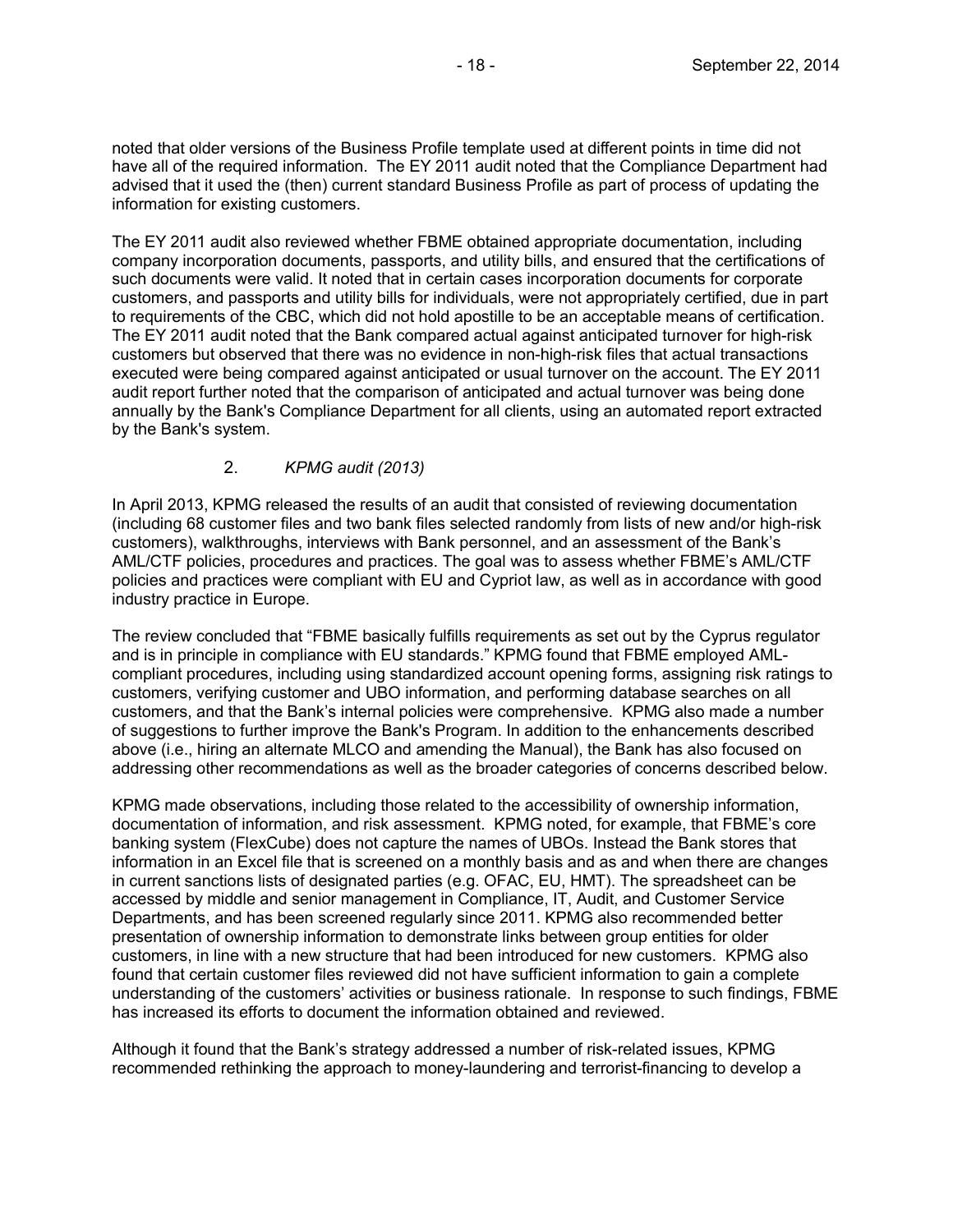noted that older versions of the Business Profile template used at different points in time did not have all of the required information. The EY 2011 audit noted that the Compliance Department had advised that it used the (then) current standard Business Profile as part of process of updating the information for existing customers.

The EY 2011 audit also reviewed whether FBME obtained appropriate documentation, including company incorporation documents, passports, and utility bills, and ensured that the certifications of such documents were valid. It noted that in certain cases incorporation documents for corporate customers, and passports and utility bills for individuals, were not appropriately certified, due in part to requirements of the CBC, which did not hold apostille to be an acceptable means of certification. The EY 2011 audit noted that the Bank compared actual against anticipated turnover for high-risk customers but observed that there was no evidence in non-high-risk files that actual transactions executed were being compared against anticipated or usual turnover on the account. The EY 2011 audit report further noted that the comparison of anticipated and actual turnover was being done annually by the Bank's Compliance Department for all clients, using an automated report extracted by the Bank's system.

2. *KPMG audit (2013)*

In April 2013, KPMG released the results of an audit that consisted of reviewing documentation (including 68 customer files and two bank files selected randomly from lists of new and/or high-risk customers), walkthroughs, interviews with Bank personnel, and an assessment of the Bank's AML/CTF policies, procedures and practices. The goal was to assess whether FBME's AML/CTF policies and practices were compliant with EU and Cypriot law, as well as in accordance with good industry practice in Europe.

The review concluded that "FBME basically fulfills requirements as set out by the Cyprus regulator and is in principle in compliance with EU standards." KPMG found that FBME employed AML-compliant procedures, including using standardized account opening forms, assigning risk ratings to customers, verifying customer and UBO information, and performing database searches on all customers, and that the Bank's internal policies were comprehensive. KPMG also made a number of suggestions to further improve the Bank's Program. In addition to the enhancements described above (i.e., hiring an alternate MLCO and amending the Manual), the Bank has also focused on addressing other recommendations as well as the broader categories of concerns described below.

KPMG made observations, including those related to the accessibility of ownership information, documentation of information, and risk assessment. KPMG noted, for example, that FBME's core banking system (FlexCube) does not capture the names of UBOs. Instead the Bank stores that information in an Excel file that is screened on a monthly basis and as and when there are changes in current sanctions lists of designated parties (e.g. OFAC, EU, HMT). The spreadsheet can be accessed by middle and senior management in Compliance, IT, Audit, and Customer Service Departments, and has been screened regularly since 2011. KPMG also recommended better presentation of ownership information to demonstrate links between group entities for older customers, in line with a new structure that had been introduced for new customers. KPMG also found that certain customer files reviewed did not have sufficient information to gain a complete understanding of the customers' activities or business rationale. In response to such findings, FBME has increased its efforts to document the information obtained and reviewed.

Although it found that the Bank's strategy addressed a number of risk-related issues, KPMG recommended rethinking the approach to money-laundering and terrorist-financing to develop a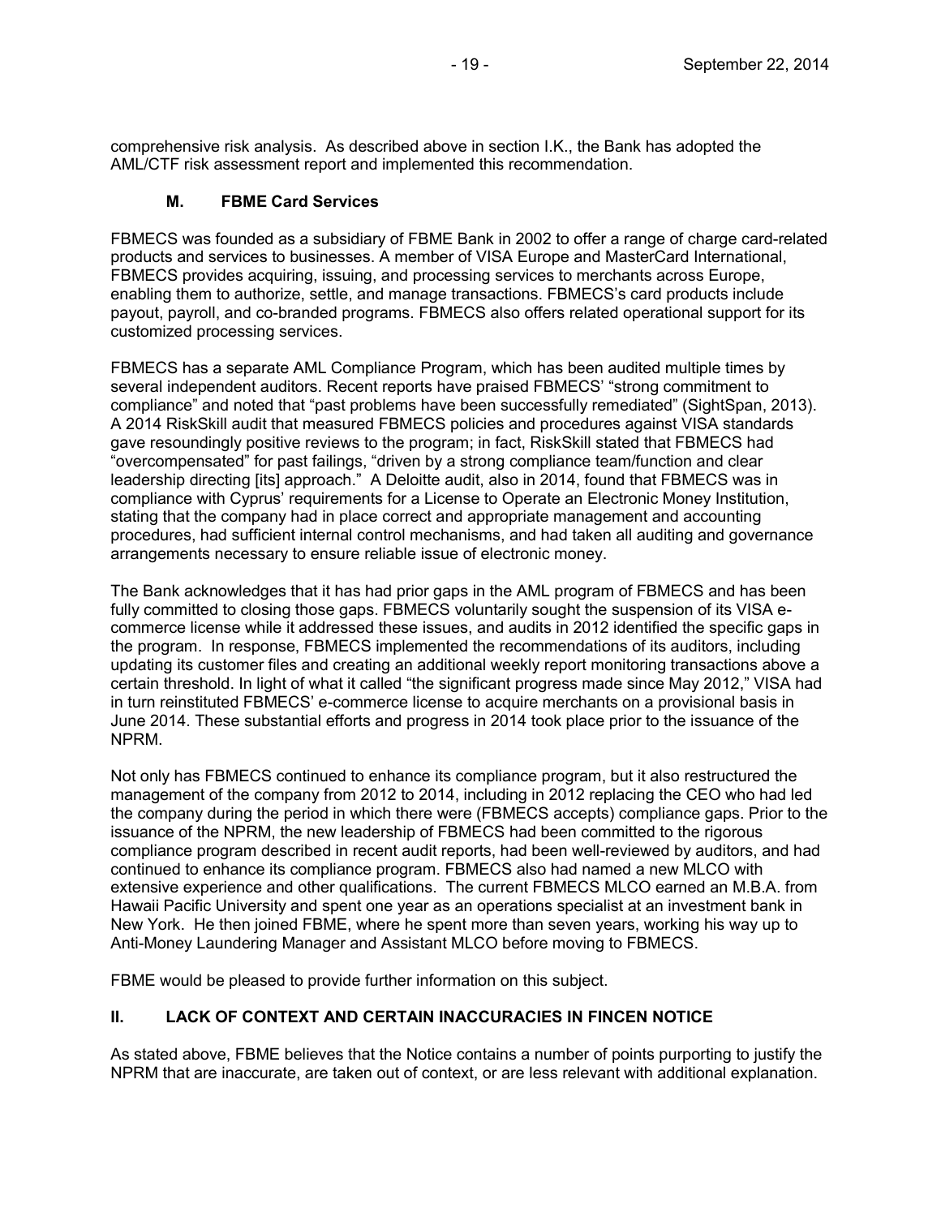comprehensive risk analysis. As described above in section I.K., the Bank has adopted the AML/CTF risk assessment report and implemented this recommendation.

### M. FBME Card Services

FBMECS was founded as a subsidiary of FBME Bank in 2002 to offer a range of charge card-related products and services to businesses. A member of VISA Europe and MasterCard International, FBMECS provides acquiring, issuing, and processing services to merchants across Europe, enabling them to authorize, settle, and manage transactions. FBMECS's card products include payout, payroll, and co-branded programs. FBMECS also offers related operational support for its customized processing services.

FBMECS has a separate AML Compliance Program, which has been audited multiple times by several independent auditors. Recent reports have praised FBMECS' "strong commitment to compliance" and noted that "past problems have been successfully remediated" (SightSpan, 2013). A 2014 RiskSkill audit that measured FBMECS policies and procedures against VISA standards gave resoundingly positive reviews to the program; in fact, RiskSkill stated that FBMECS had "overcompensated" for past failings, "driven by a strong compliance team/function and clear leadership directing [its] approach." A Deloitte audit, also in 2014, found that FBMECS was in compliance with Cyprus' requirements for a License to Operate an Electronic Money Institution, stating that the company had in place correct and appropriate management and accounting procedures, had sufficient internal control mechanisms, and had taken all auditing and governance arrangements necessary to ensure reliable issue of electronic money.

The Bank acknowledges that it has had prior gaps in the AML program of FBMECS and has been fully committed to closing those gaps. FBMECS voluntarily sought the suspension of its VISA e-commerce license while it addressed these issues, and audits in 2012 identified the specific gaps in the program. In response, FBMECS implemented the recommendations of its auditors, including updating its customer files and creating an additional weekly report monitoring transactions above a certain threshold. In light of what it called "the significant progress made since May 2012," VISA had in turn reinstituted FBMECS' e-commerce license to acquire merchants on a provisional basis in June 2014. These substantial efforts and progress in 2014 took place prior to the issuance of the NPRM.

Not only has FBMECS continued to enhance its compliance program, but it also restructured the management of the company from 2012 to 2014, including in 2012 replacing the CEO who had led the company during the period in which there were (FBMECS accepts) compliance gaps. Prior to the issuance of the NPRM, the new leadership of FBMECS had been committed to the rigorous compliance program described in recent audit reports, had been well-reviewed by auditors, and had continued to enhance its compliance program. FBMECS also had named a new MLCO with extensive experience and other qualifications. The current FBMECS MLCO earned an M.B.A. from Hawaii Pacific University and spent one year as an operations specialist at an investment bank in New York. He then joined FBME, where he spent more than seven years, working his way up to Anti-Money Laundering Manager and Assistant MLCO before moving to FBMECS.

FBME would be pleased to provide further information on this subject.

## II. LACK OF CONTEXT AND CERTAIN INACCURACIES IN FINCEN NOTICE

As stated above, FBME believes that the Notice contains a number of points purporting to justify the NPRM that are inaccurate, are taken out of context, or are less relevant with additional explanation.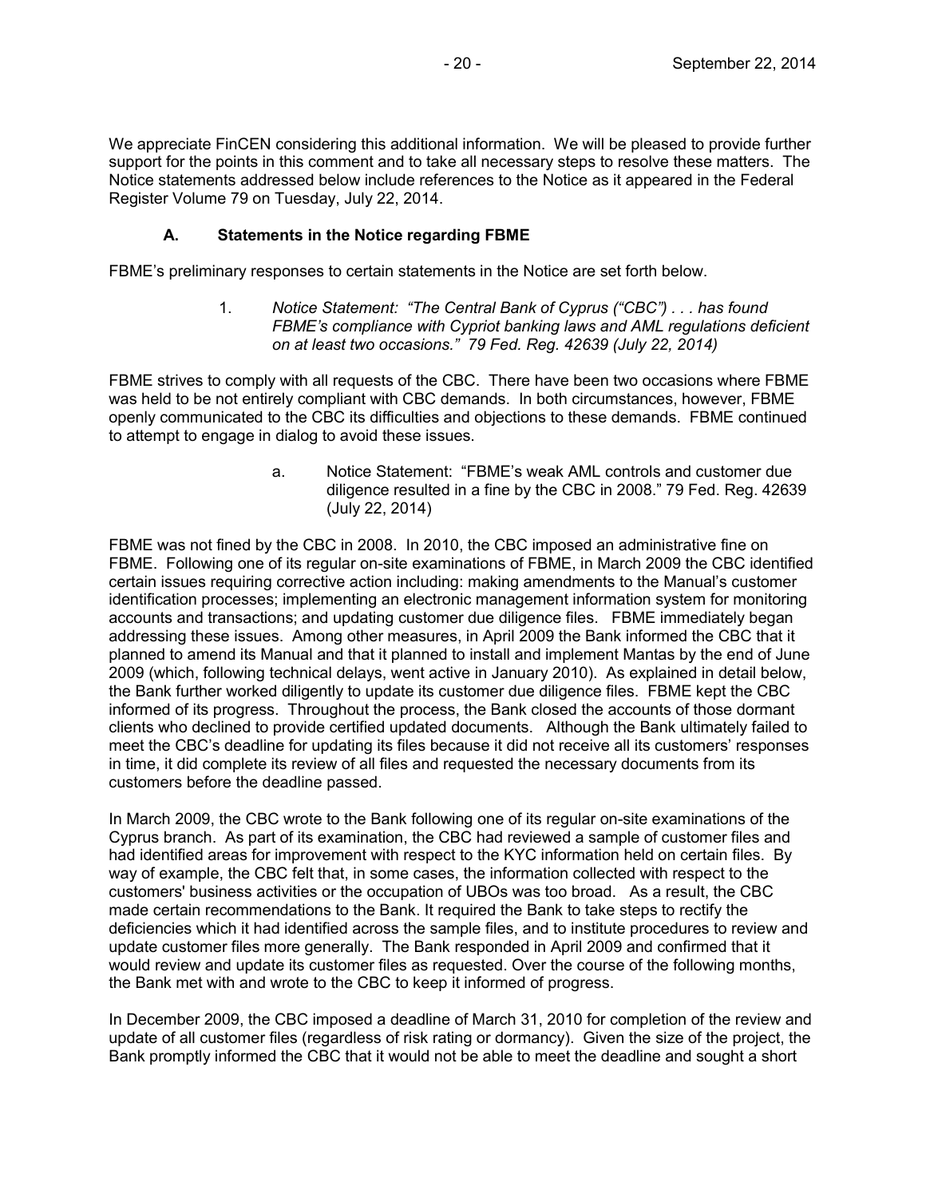We appreciate FinCEN considering this additional information. We will be pleased to provide further support for the points in this comment and to take all necessary steps to resolve these matters. The Notice statements addressed below include references to the Notice as it appeared in the Federal Register Volume 79 on Tuesday, July 22, 2014.

### A. Statements in the Notice regarding FBME

FBME's preliminary responses to certain statements in the Notice are set forth below.

1. *Notice Statement: "The Central Bank of Cyprus ("CBC") . . . has found FBME's compliance with Cypriot banking laws and AML regulations deficient on at least two occasions." 79 Fed. Reg. 42639 (July 22, 2014)*

FBME strives to comply with all requests of the CBC. There have been two occasions where FBME was held to be not entirely compliant with CBC demands. In both circumstances, however, FBME openly communicated to the CBC its difficulties and objections to these demands. FBME continued to attempt to engage in dialog to avoid these issues.

a. Notice Statement: "FBME's weak AML controls and customer due diligence resulted in a fine by the CBC in 2008." 79 Fed. Reg. 42639 (July 22, 2014)

FBME was not fined by the CBC in 2008. In 2010, the CBC imposed an administrative fine on FBME. Following one of its regular on-site examinations of FBME, in March 2009 the CBC identified certain issues requiring corrective action including: making amendments to the Manual's customer identification processes; implementing an electronic management information system for monitoring accounts and transactions; and updating customer due diligence files. FBME immediately began addressing these issues. Among other measures, in April 2009 the Bank informed the CBC that it planned to amend its Manual and that it planned to install and implement Mantas by the end of June 2009 (which, following technical delays, went active in January 2010). As explained in detail below, the Bank further worked diligently to update its customer due diligence files. FBME kept the CBC informed of its progress. Throughout the process, the Bank closed the accounts of those dormant clients who declined to provide certified updated documents. Although the Bank ultimately failed to meet the CBC's deadline for updating its files because it did not receive all its customers' responses in time, it did complete its review of all files and requested the necessary documents from its customers before the deadline passed.

In March 2009, the CBC wrote to the Bank following one of its regular on-site examinations of the Cyprus branch. As part of its examination, the CBC had reviewed a sample of customer files and had identified areas for improvement with respect to the KYC information held on certain files. By way of example, the CBC felt that, in some cases, the information collected with respect to the customers' business activities or the occupation of UBOs was too broad. As a result, the CBC made certain recommendations to the Bank. It required the Bank to take steps to rectify the deficiencies which it had identified across the sample files, and to institute procedures to review and update customer files more generally. The Bank responded in April 2009 and confirmed that it would review and update its customer files as requested. Over the course of the following months, the Bank met with and wrote to the CBC to keep it informed of progress.

In December 2009, the CBC imposed a deadline of March 31, 2010 for completion of the review and update of all customer files (regardless of risk rating or dormancy). Given the size of the project, the Bank promptly informed the CBC that it would not be able to meet the deadline and sought a short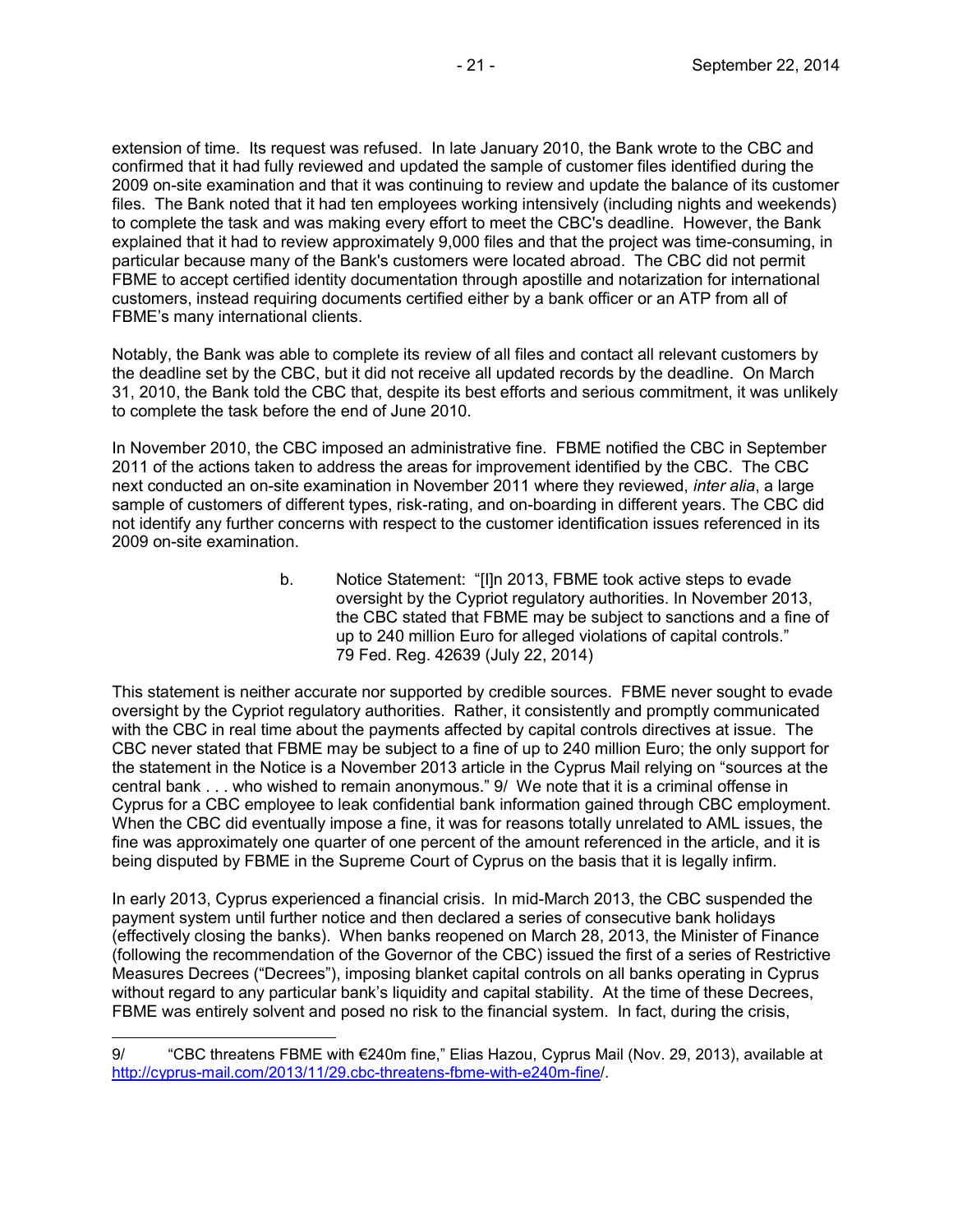extension of time. Its request was refused. In late January 2010, the Bank wrote to the CBC and confirmed that it had fully reviewed and updated the sample of customer files identified during the 2009 on-site examination and that it was continuing to review and update the balance of its customer files. The Bank noted that it had ten employees working intensively (including nights and weekends) to complete the task and was making every effort to meet the CBC's deadline. However, the Bank explained that it had to review approximately 9,000 files and that the project was time-consuming, in particular because many of the Bank's customers were located abroad. The CBC did not permit FBME to accept certified identity documentation through apostille and notarization for international customers, instead requiring documents certified either by a bank officer or an ATP from all of FBME's many international clients.

Notably, the Bank was able to complete its review of all files and contact all relevant customers by the deadline set by the CBC, but it did not receive all updated records by the deadline. On March 31, 2010, the Bank told the CBC that, despite its best efforts and serious commitment, it was unlikely to complete the task before the end of June 2010.

In November 2010, the CBC imposed an administrative fine. FBME notified the CBC in September 2011 of the actions taken to address the areas for improvement identified by the CBC. The CBC next conducted an on-site examination in November 2011 where they reviewed, *inter alia*, a large sample of customers of different types, risk-rating, and on-boarding in different years. The CBC did not identify any further concerns with respect to the customer identification issues referenced in its 2009 on-site examination.

> b. Notice Statement: "[I]n 2013, FBME took active steps to evade oversight by the Cypriot regulatory authorities. In November 2013, the CBC stated that FBME may be subject to sanctions and a fine of up to 240 million Euro for alleged violations of capital controls." 79 Fed. Reg. 42639 (July 22, 2014)

This statement is neither accurate nor supported by credible sources. FBME never sought to evade oversight by the Cypriot regulatory authorities. Rather, it consistently and promptly communicated with the CBC in real time about the payments affected by capital controls directives at issue. The CBC never stated that FBME may be subject to a fine of up to 240 million Euro; the only support for the statement in the Notice is a November 2013 article in the Cyprus Mail relying on "sources at the central bank . . . who wished to remain anonymous." 9/ We note that it is a criminal offense in Cyprus for a CBC employee to leak confidential bank information gained through CBC employment. When the CBC did eventually impose a fine, it was for reasons totally unrelated to AML issues, the fine was approximately one quarter of one percent of the amount referenced in the article, and it is being disputed by FBME in the Supreme Court of Cyprus on the basis that it is legally infirm.

In early 2013, Cyprus experienced a financial crisis. In mid-March 2013, the CBC suspended the payment system until further notice and then declared a series of consecutive bank holidays (effectively closing the banks). When banks reopened on March 28, 2013, the Minister of Finance (following the recommendation of the Governor of the CBC) issued the first of a series of Restrictive Measures Decrees ("Decrees"), imposing blanket capital controls on all banks operating in Cyprus without regard to any particular bank's liquidity and capital stability. At the time of these Decrees, FBME was entirely solvent and posed no risk to the financial system. In fact, during the crisis,

---

9/ "CBC threatens FBME with €240m fine," Elias Hazou, Cyprus Mail (Nov. 29, 2013), available at http://cyprus-mail.com/2013/11/29.cbc-threatens-fbme-with-e240m-fine/.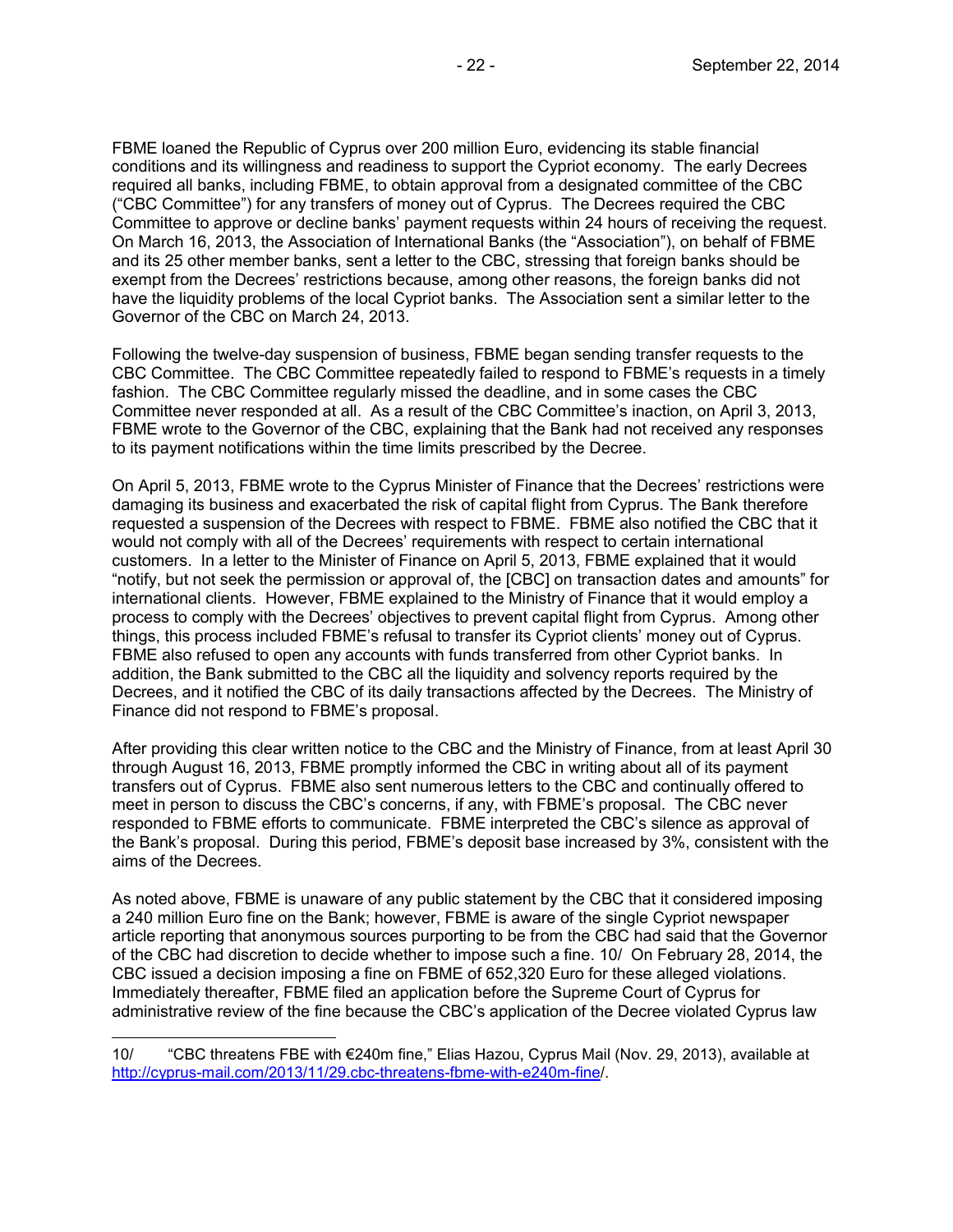FBME loaned the Republic of Cyprus over 200 million Euro, evidencing its stable financial conditions and its willingness and readiness to support the Cypriot economy. The early Decrees required all banks, including FBME, to obtain approval from a designated committee of the CBC ("CBC Committee") for any transfers of money out of Cyprus. The Decrees required the CBC Committee to approve or decline banks' payment requests within 24 hours of receiving the request. On March 16, 2013, the Association of International Banks (the "Association"), on behalf of FBME and its 25 other member banks, sent a letter to the CBC, stressing that foreign banks should be exempt from the Decrees' restrictions because, among other reasons, the foreign banks did not have the liquidity problems of the local Cypriot banks. The Association sent a similar letter to the Governor of the CBC on March 24, 2013.

Following the twelve-day suspension of business, FBME began sending transfer requests to the CBC Committee. The CBC Committee repeatedly failed to respond to FBME's requests in a timely fashion. The CBC Committee regularly missed the deadline, and in some cases the CBC Committee never responded at all. As a result of the CBC Committee's inaction, on April 3, 2013, FBME wrote to the Governor of the CBC, explaining that the Bank had not received any responses to its payment notifications within the time limits prescribed by the Decree.

On April 5, 2013, FBME wrote to the Cyprus Minister of Finance that the Decrees' restrictions were damaging its business and exacerbated the risk of capital flight from Cyprus. The Bank therefore requested a suspension of the Decrees with respect to FBME. FBME also notified the CBC that it would not comply with all of the Decrees' requirements with respect to certain international customers. In a letter to the Minister of Finance on April 5, 2013, FBME explained that it would "notify, but not seek the permission or approval of, the [CBC] on transaction dates and amounts" for international clients. However, FBME explained to the Ministry of Finance that it would employ a process to comply with the Decrees' objectives to prevent capital flight from Cyprus. Among other things, this process included FBME's refusal to transfer its Cypriot clients' money out of Cyprus. FBME also refused to open any accounts with funds transferred from other Cypriot banks. In addition, the Bank submitted to the CBC all the liquidity and solvency reports required by the Decrees, and it notified the CBC of its daily transactions affected by the Decrees. The Ministry of Finance did not respond to FBME's proposal.

After providing this clear written notice to the CBC and the Ministry of Finance, from at least April 30 through August 16, 2013, FBME promptly informed the CBC in writing about all of its payment transfers out of Cyprus. FBME also sent numerous letters to the CBC and continually offered to meet in person to discuss the CBC's concerns, if any, with FBME's proposal. The CBC never responded to FBME efforts to communicate. FBME interpreted the CBC's silence as approval of the Bank's proposal. During this period, FBME's deposit base increased by 3%, consistent with the aims of the Decrees.

As noted above, FBME is unaware of any public statement by the CBC that it considered imposing a 240 million Euro fine on the Bank; however, FBME is aware of the single Cypriot newspaper article reporting that anonymous sources purporting to be from the CBC had said that the Governor of the CBC had discretion to decide whether to impose such a fine. 10/ On February 28, 2014, the CBC issued a decision imposing a fine on FBME of 652,320 Euro for these alleged violations. Immediately thereafter, FBME filed an application before the Supreme Court of Cyprus for administrative review of the fine because the CBC's application of the Decree violated Cyprus law

---

10/ "CBC threatens FBE with €240m fine," Elias Hazou, Cyprus Mail (Nov. 29, 2013), available at http://cyprus-mail.com/2013/11/29.cbc-threatens-fbme-with-e240m-fine/.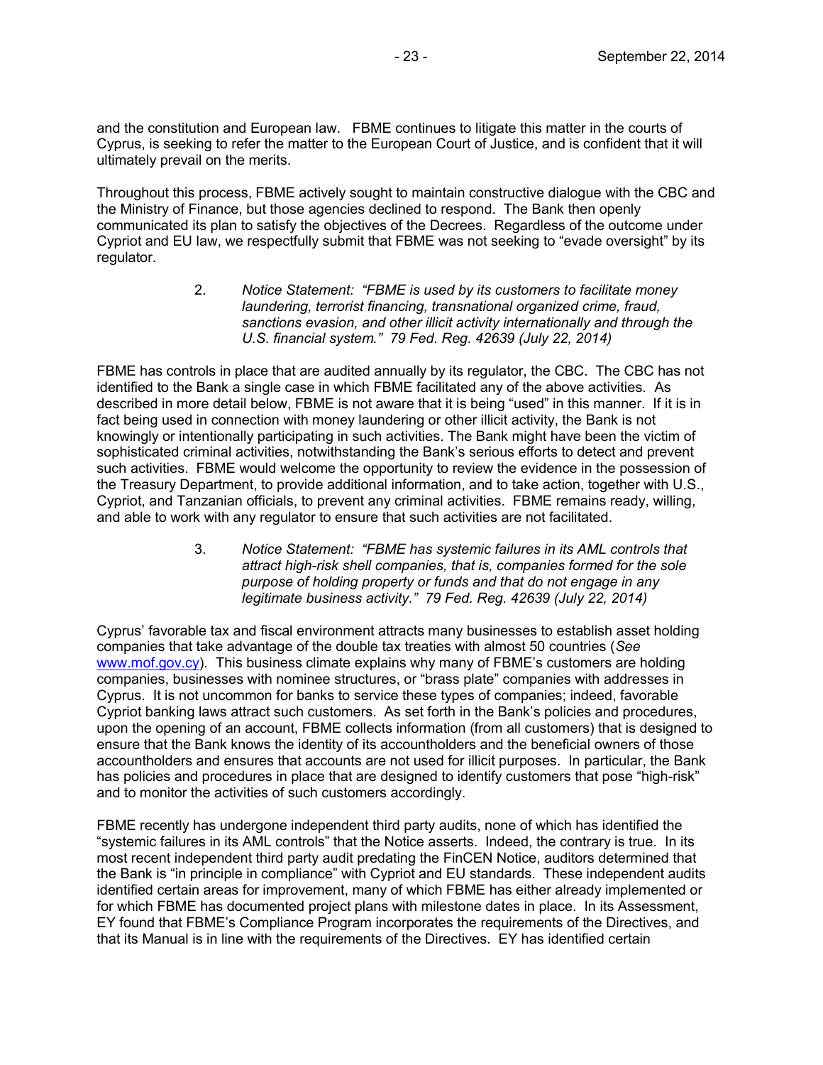and the constitution and European law. FBME continues to litigate this matter in the courts of Cyprus, is seeking to refer the matter to the European Court of Justice, and is confident that it will ultimately prevail on the merits.

Throughout this process, FBME actively sought to maintain constructive dialogue with the CBC and the Ministry of Finance, but those agencies declined to respond. The Bank then openly communicated its plan to satisfy the objectives of the Decrees. Regardless of the outcome under Cypriot and EU law, we respectfully submit that FBME was not seeking to "evade oversight" by its regulator.

> 2. *Notice Statement: "FBME is used by its customers to facilitate money laundering, terrorist financing, transnational organized crime, fraud, sanctions evasion, and other illicit activity internationally and through the U.S. financial system." 79 Fed. Reg. 42639 (July 22, 2014)*

FBME has controls in place that are audited annually by its regulator, the CBC. The CBC has not identified to the Bank a single case in which FBME facilitated any of the above activities. As described in more detail below, FBME is not aware that it is being "used" in this manner. If it is in fact being used in connection with money laundering or other illicit activity, the Bank is not knowingly or intentionally participating in such activities. The Bank might have been the victim of sophisticated criminal activities, notwithstanding the Bank's serious efforts to detect and prevent such activities. FBME would welcome the opportunity to review the evidence in the possession of the Treasury Department, to provide additional information, and to take action, together with U.S., Cypriot, and Tanzanian officials, to prevent any criminal activities. FBME remains ready, willing, and able to work with any regulator to ensure that such activities are not facilitated.

> 3. *Notice Statement: "FBME has systemic failures in its AML controls that attract high-risk shell companies, that is, companies formed for the sole purpose of holding property or funds and that do not engage in any legitimate business activity." 79 Fed. Reg. 42639 (July 22, 2014)*

Cyprus' favorable tax and fiscal environment attracts many businesses to establish asset holding companies that take advantage of the double tax treaties with almost 50 countries (*See* www.mof.gov.cy). This business climate explains why many of FBME's customers are holding companies, businesses with nominee structures, or "brass plate" companies with addresses in Cyprus. It is not uncommon for banks to service these types of companies; indeed, favorable Cypriot banking laws attract such customers. As set forth in the Bank's policies and procedures, upon the opening of an account, FBME collects information (from all customers) that is designed to ensure that the Bank knows the identity of its accountholders and the beneficial owners of those accountholders and ensures that accounts are not used for illicit purposes. In particular, the Bank has policies and procedures in place that are designed to identify customers that pose "high-risk" and to monitor the activities of such customers accordingly.

FBME recently has undergone independent third party audits, none of which has identified the "systemic failures in its AML controls" that the Notice asserts. Indeed, the contrary is true. In its most recent independent third party audit predating the FinCEN Notice, auditors determined that the Bank is "in principle in compliance" with Cypriot and EU standards. These independent audits identified certain areas for improvement, many of which FBME has either already implemented or for which FBME has documented project plans with milestone dates in place. In its Assessment, EY found that FBME's Compliance Program incorporates the requirements of the Directives, and that its Manual is in line with the requirements of the Directives. EY has identified certain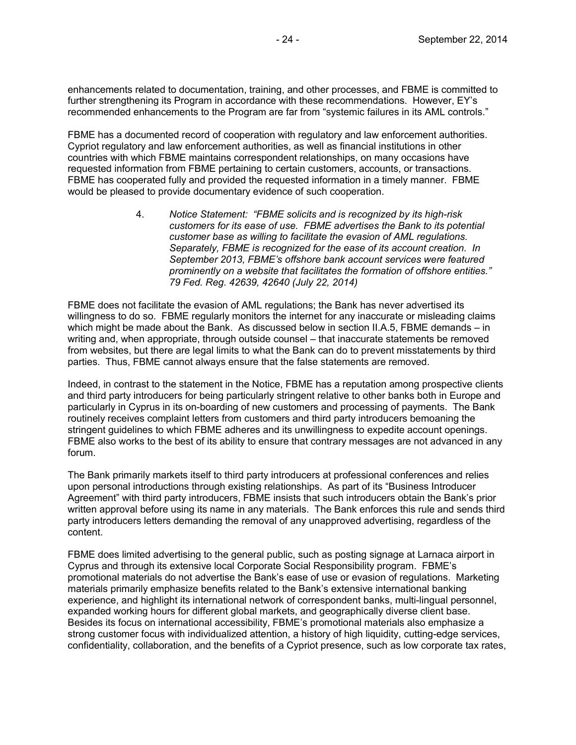enhancements related to documentation, training, and other processes, and FBME is committed to further strengthening its Program in accordance with these recommendations. However, EY's recommended enhancements to the Program are far from "systemic failures in its AML controls."

FBME has a documented record of cooperation with regulatory and law enforcement authorities. Cypriot regulatory and law enforcement authorities, as well as financial institutions in other countries with which FBME maintains correspondent relationships, on many occasions have requested information from FBME pertaining to certain customers, accounts, or transactions. FBME has cooperated fully and provided the requested information in a timely manner. FBME would be pleased to provide documentary evidence of such cooperation.

> 4. *Notice Statement: "FBME solicits and is recognized by its high-risk customers for its ease of use. FBME advertises the Bank to its potential customer base as willing to facilitate the evasion of AML regulations. Separately, FBME is recognized for the ease of its account creation. In September 2013, FBME's offshore bank account services were featured prominently on a website that facilitates the formation of offshore entities." 79 Fed. Reg. 42639, 42640 (July 22, 2014)*

FBME does not facilitate the evasion of AML regulations; the Bank has never advertised its willingness to do so. FBME regularly monitors the internet for any inaccurate or misleading claims which might be made about the Bank. As discussed below in section II.A.5, FBME demands – in writing and, when appropriate, through outside counsel – that inaccurate statements be removed from websites, but there are legal limits to what the Bank can do to prevent misstatements by third parties. Thus, FBME cannot always ensure that the false statements are removed.

Indeed, in contrast to the statement in the Notice, FBME has a reputation among prospective clients and third party introducers for being particularly stringent relative to other banks both in Europe and particularly in Cyprus in its on-boarding of new customers and processing of payments. The Bank routinely receives complaint letters from customers and third party introducers bemoaning the stringent guidelines to which FBME adheres and its unwillingness to expedite account openings. FBME also works to the best of its ability to ensure that contrary messages are not advanced in any forum.

The Bank primarily markets itself to third party introducers at professional conferences and relies upon personal introductions through existing relationships. As part of its "Business Introducer Agreement" with third party introducers, FBME insists that such introducers obtain the Bank's prior written approval before using its name in any materials. The Bank enforces this rule and sends third party introducers letters demanding the removal of any unapproved advertising, regardless of the content.

FBME does limited advertising to the general public, such as posting signage at Larnaca airport in Cyprus and through its extensive local Corporate Social Responsibility program. FBME's promotional materials do not advertise the Bank's ease of use or evasion of regulations. Marketing materials primarily emphasize benefits related to the Bank's extensive international banking experience, and highlight its international network of correspondent banks, multi-lingual personnel, expanded working hours for different global markets, and geographically diverse client base. Besides its focus on international accessibility, FBME's promotional materials also emphasize a strong customer focus with individualized attention, a history of high liquidity, cutting-edge services, confidentiality, collaboration, and the benefits of a Cypriot presence, such as low corporate tax rates,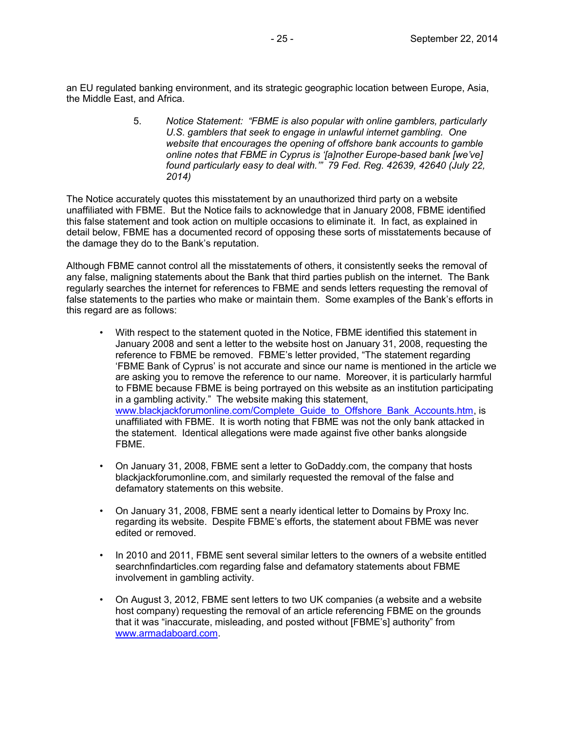an EU regulated banking environment, and its strategic geographic location between Europe, Asia, the Middle East, and Africa.

5. *Notice Statement: "FBME is also popular with online gamblers, particularly U.S. gamblers that seek to engage in unlawful internet gambling. One website that encourages the opening of offshore bank accounts to gamble online notes that FBME in Cyprus is '[a]nother Europe-based bank [we've] found particularly easy to deal with.'" 79 Fed. Reg. 42639, 42640 (July 22, 2014)*

The Notice accurately quotes this misstatement by an unauthorized third party on a website unaffiliated with FBME. But the Notice fails to acknowledge that in January 2008, FBME identified this false statement and took action on multiple occasions to eliminate it. In fact, as explained in detail below, FBME has a documented record of opposing these sorts of misstatements because of the damage they do to the Bank's reputation.

Although FBME cannot control all the misstatements of others, it consistently seeks the removal of any false, maligning statements about the Bank that third parties publish on the internet. The Bank regularly searches the internet for references to FBME and sends letters requesting the removal of false statements to the parties who make or maintain them. Some examples of the Bank's efforts in this regard are as follows:

- With respect to the statement quoted in the Notice, FBME identified this statement in January 2008 and sent a letter to the website host on January 31, 2008, requesting the reference to FBME be removed. FBME's letter provided, "The statement regarding 'FBME Bank of Cyprus' is not accurate and since our name is mentioned in the article we are asking you to remove the reference to our name. Moreover, it is particularly harmful to FBME because FBME is being portrayed on this website as an institution participating in a gambling activity." The website making this statement, www.blackjackforumonline.com/Complete_Guide_to_Offshore_Bank_Accounts.htm, is unaffiliated with FBME. It is worth noting that FBME was not the only bank attacked in the statement. Identical allegations were made against five other banks alongside FBME.

- On January 31, 2008, FBME sent a letter to GoDaddy.com, the company that hosts blackjackforumonline.com, and similarly requested the removal of the false and defamatory statements on this website.

- On January 31, 2008, FBME sent a nearly identical letter to Domains by Proxy Inc. regarding its website. Despite FBME's efforts, the statement about FBME was never edited or removed.

- In 2010 and 2011, FBME sent several similar letters to the owners of a website entitled searchnfindarticles.com regarding false and defamatory statements about FBME involvement in gambling activity.

- On August 3, 2012, FBME sent letters to two UK companies (a website and a website host company) requesting the removal of an article referencing FBME on the grounds that it was "inaccurate, misleading, and posted without [FBME's] authority" from www.armadaboard.com.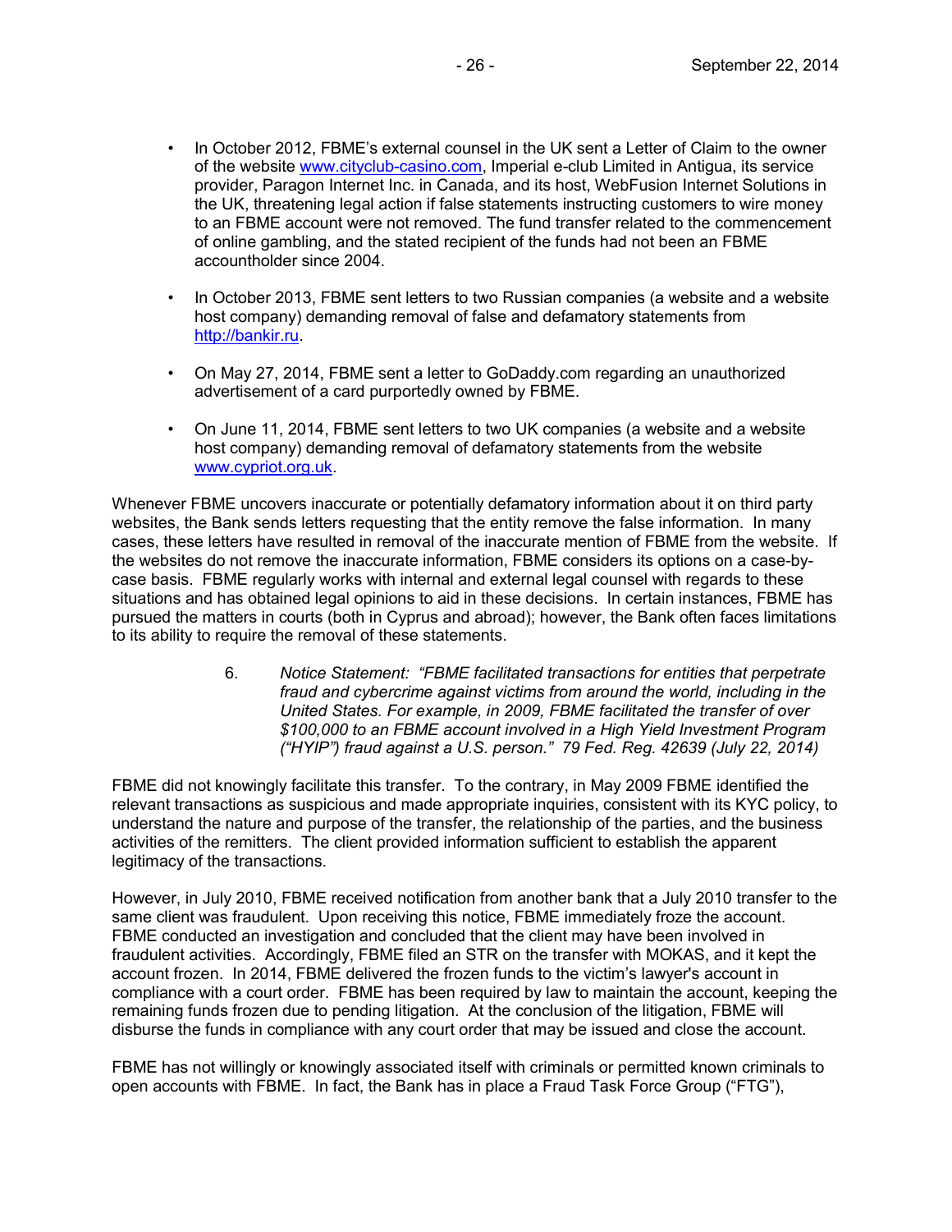- In October 2012, FBME's external counsel in the UK sent a Letter of Claim to the owner of the website www.cityclub-casino.com, Imperial e-club Limited in Antigua, its service provider, Paragon Internet Inc. in Canada, and its host, WebFusion Internet Solutions in the UK, threatening legal action if false statements instructing customers to wire money to an FBME account were not removed. The fund transfer related to the commencement of online gambling, and the stated recipient of the funds had not been an FBME accountholder since 2004.

- In October 2013, FBME sent letters to two Russian companies (a website and a website host company) demanding removal of false and defamatory statements from http://bankir.ru.

- On May 27, 2014, FBME sent a letter to GoDaddy.com regarding an unauthorized advertisement of a card purportedly owned by FBME.

- On June 11, 2014, FBME sent letters to two UK companies (a website and a website host company) demanding removal of defamatory statements from the website www.cypriot.org.uk.

Whenever FBME uncovers inaccurate or potentially defamatory information about it on third party websites, the Bank sends letters requesting that the entity remove the false information. In many cases, these letters have resulted in removal of the inaccurate mention of FBME from the website. If the websites do not remove the inaccurate information, FBME considers its options on a case-by-case basis. FBME regularly works with internal and external legal counsel with regards to these situations and has obtained legal opinions to aid in these decisions. In certain instances, FBME has pursued the matters in courts (both in Cyprus and abroad); however, the Bank often faces limitations to its ability to require the removal of these statements.

> 6. *Notice Statement: "FBME facilitated transactions for entities that perpetrate fraud and cybercrime against victims from around the world, including in the United States. For example, in 2009, FBME facilitated the transfer of over $100,000 to an FBME account involved in a High Yield Investment Program ("HYIP") fraud against a U.S. person." 79 Fed. Reg. 42639 (July 22, 2014)*

FBME did not knowingly facilitate this transfer. To the contrary, in May 2009 FBME identified the relevant transactions as suspicious and made appropriate inquiries, consistent with its KYC policy, to understand the nature and purpose of the transfer, the relationship of the parties, and the business activities of the remitters. The client provided information sufficient to establish the apparent legitimacy of the transactions.

However, in July 2010, FBME received notification from another bank that a July 2010 transfer to the same client was fraudulent. Upon receiving this notice, FBME immediately froze the account. FBME conducted an investigation and concluded that the client may have been involved in fraudulent activities. Accordingly, FBME filed an STR on the transfer with MOKAS, and it kept the account frozen. In 2014, FBME delivered the frozen funds to the victim's lawyer's account in compliance with a court order. FBME has been required by law to maintain the account, keeping the remaining funds frozen due to pending litigation. At the conclusion of the litigation, FBME will disburse the funds in compliance with any court order that may be issued and close the account.

FBME has not willingly or knowingly associated itself with criminals or permitted known criminals to open accounts with FBME. In fact, the Bank has in place a Fraud Task Force Group ("FTG"),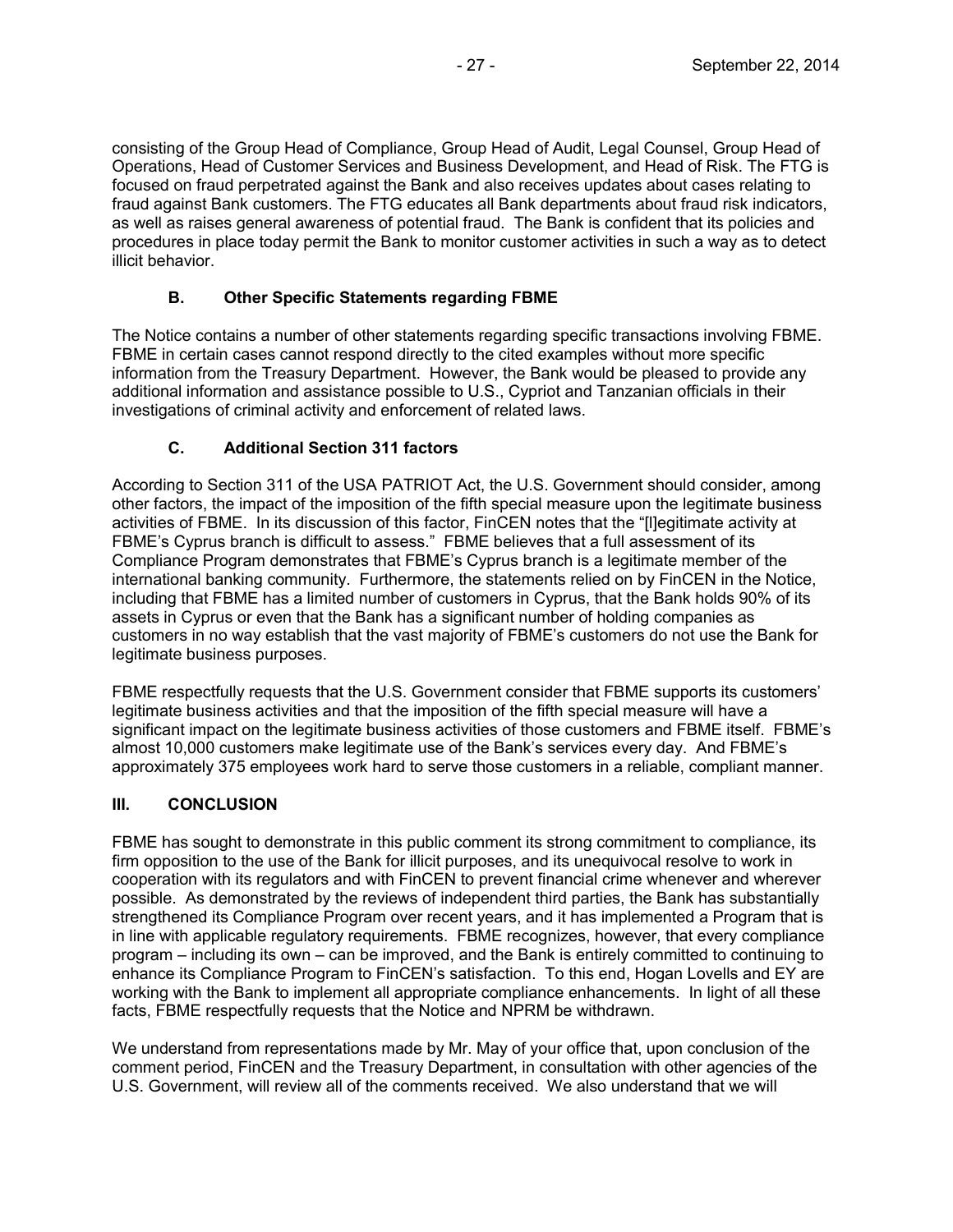consisting of the Group Head of Compliance, Group Head of Audit, Legal Counsel, Group Head of Operations, Head of Customer Services and Business Development, and Head of Risk. The FTG is focused on fraud perpetrated against the Bank and also receives updates about cases relating to fraud against Bank customers. The FTG educates all Bank departments about fraud risk indicators, as well as raises general awareness of potential fraud. The Bank is confident that its policies and procedures in place today permit the Bank to monitor customer activities in such a way as to detect illicit behavior.

### B. Other Specific Statements regarding FBME

The Notice contains a number of other statements regarding specific transactions involving FBME. FBME in certain cases cannot respond directly to the cited examples without more specific information from the Treasury Department. However, the Bank would be pleased to provide any additional information and assistance possible to U.S., Cypriot and Tanzanian officials in their investigations of criminal activity and enforcement of related laws.

### C. Additional Section 311 factors

According to Section 311 of the USA PATRIOT Act, the U.S. Government should consider, among other factors, the impact of the imposition of the fifth special measure upon the legitimate business activities of FBME. In its discussion of this factor, FinCEN notes that the "[l]egitimate activity at FBME's Cyprus branch is difficult to assess." FBME believes that a full assessment of its Compliance Program demonstrates that FBME's Cyprus branch is a legitimate member of the international banking community. Furthermore, the statements relied on by FinCEN in the Notice, including that FBME has a limited number of customers in Cyprus, that the Bank holds 90% of its assets in Cyprus or even that the Bank has a significant number of holding companies as customers in no way establish that the vast majority of FBME's customers do not use the Bank for legitimate business purposes.

FBME respectfully requests that the U.S. Government consider that FBME supports its customers' legitimate business activities and that the imposition of the fifth special measure will have a significant impact on the legitimate business activities of those customers and FBME itself. FBME's almost 10,000 customers make legitimate use of the Bank's services every day. And FBME's approximately 375 employees work hard to serve those customers in a reliable, compliant manner.

## III. CONCLUSION

FBME has sought to demonstrate in this public comment its strong commitment to compliance, its firm opposition to the use of the Bank for illicit purposes, and its unequivocal resolve to work in cooperation with its regulators and with FinCEN to prevent financial crime whenever and wherever possible. As demonstrated by the reviews of independent third parties, the Bank has substantially strengthened its Compliance Program over recent years, and it has implemented a Program that is in line with applicable regulatory requirements. FBME recognizes, however, that every compliance program – including its own – can be improved, and the Bank is entirely committed to continuing to enhance its Compliance Program to FinCEN's satisfaction. To this end, Hogan Lovells and EY are working with the Bank to implement all appropriate compliance enhancements. In light of all these facts, FBME respectfully requests that the Notice and NPRM be withdrawn.

We understand from representations made by Mr. May of your office that, upon conclusion of the comment period, FinCEN and the Treasury Department, in consultation with other agencies of the U.S. Government, will review all of the comments received. We also understand that we will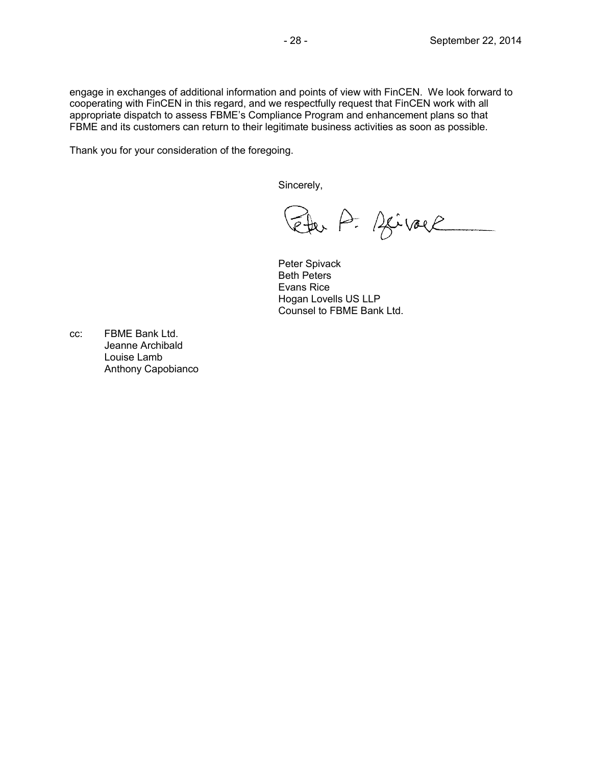engage in exchanges of additional information and points of view with FinCEN. We look forward to cooperating with FinCEN in this regard, and we respectfully request that FinCEN work with all appropriate dispatch to assess FBME's Compliance Program and enhancement plans so that FBME and its customers can return to their legitimate business activities as soon as possible.

Thank you for your consideration of the foregoing.

Sincerely,

Peter Spivack
Beth Peters
Evans Rice
Hogan Lovells US LLP
Counsel to FBME Bank Ltd.

cc: FBME Bank Ltd.
Jeanne Archibald
Louise Lamb
Anthony Capobianco